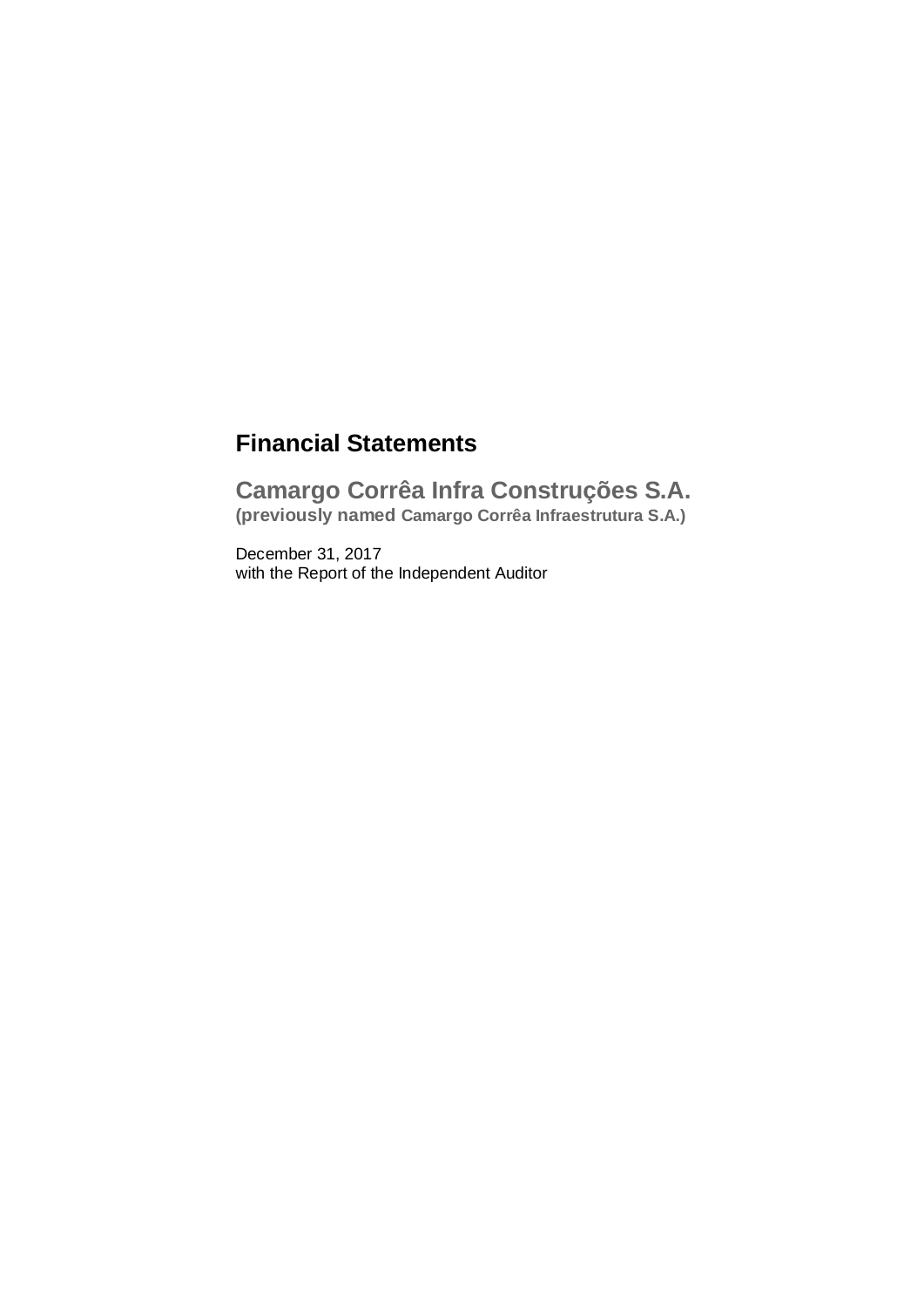# Financial Statements

## Camargo Corrêa Infra Construções S.A.
**(previously named Camargo Corrêa Infraestrutura S.A.)**

December 31, 2017
with the Report of the Independent Auditor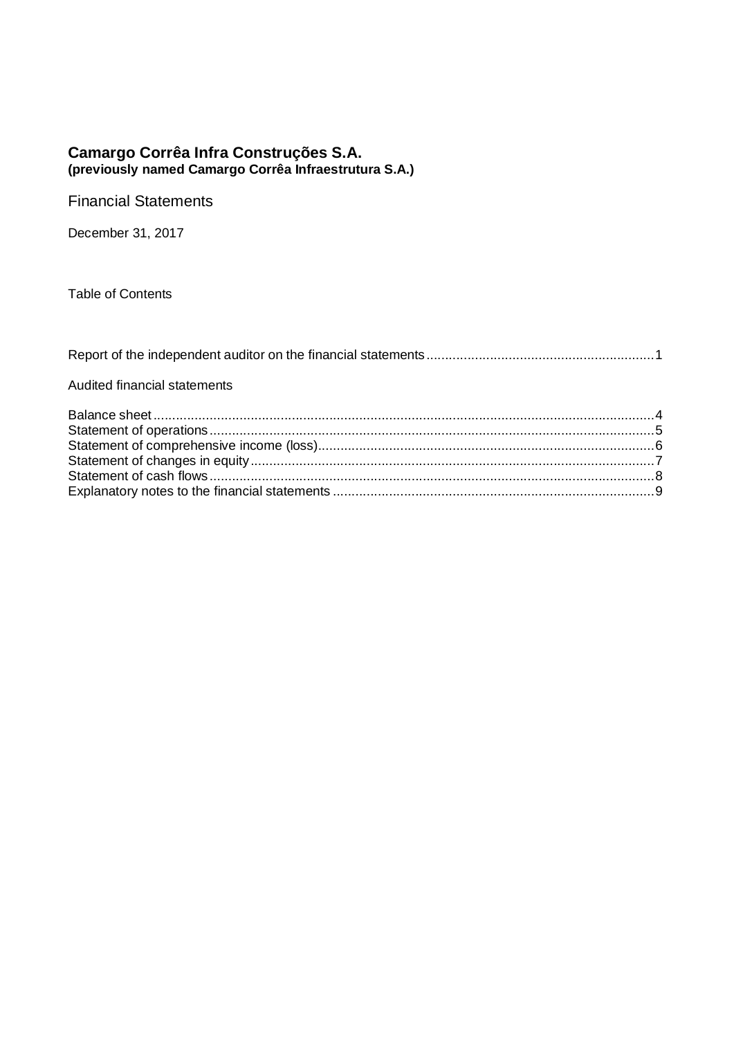**Camargo Corrêa Infra Construções S.A.**
**(previously named Camargo Corrêa Infraestrutura S.A.)**

Financial Statements

December 31, 2017

Table of Contents

Report of the independent auditor on the financial statements ............................................................ 1

Audited financial statements

Balance sheet ............................................................................................................................. 4
Statement of operations ............................................................................................................. 5
Statement of comprehensive income (loss) ................................................................................ 6
Statement of changes in equity ................................................................................................... 7
Statement of cash flows ............................................................................................................. 8
Explanatory notes to the financial statements ............................................................................ 9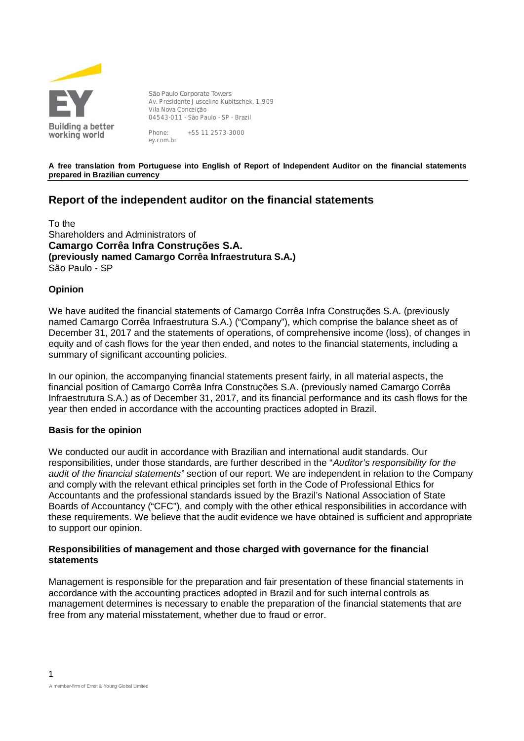São Paulo Corporate Towers
Av. Presidente Juscelino Kubitschek, 1.909
Vila Nova Conceição
04543-011 - São Paulo - SP - Brazil

Phone: +55 11 2573-3000
ey.com.br

**A free translation from Portuguese into English of Report of Independent Auditor on the financial statements prepared in Brazilian currency**

## Report of the independent auditor on the financial statements

To the
Shareholders and Administrators of
**Camargo Corrêa Infra Construções S.A.**
**(previously named Camargo Corrêa Infraestrutura S.A.)**
São Paulo - SP

### Opinion

We have audited the financial statements of Camargo Corrêa Infra Construções S.A. (previously named Camargo Corrêa Infraestrutura S.A.) ("Company"), which comprise the balance sheet as of December 31, 2017 and the statements of operations, of comprehensive income (loss), of changes in equity and of cash flows for the year then ended, and notes to the financial statements, including a summary of significant accounting policies.

In our opinion, the accompanying financial statements present fairly, in all material aspects, the financial position of Camargo Corrêa Infra Construções S.A. (previously named Camargo Corrêa Infraestrutura S.A.) as of December 31, 2017, and its financial performance and its cash flows for the year then ended in accordance with the accounting practices adopted in Brazil.

### Basis for the opinion

We conducted our audit in accordance with Brazilian and international audit standards. Our responsibilities, under those standards, are further described in the "*Auditor's responsibility for the audit of the financial statements*" section of our report. We are independent in relation to the Company and comply with the relevant ethical principles set forth in the Code of Professional Ethics for Accountants and the professional standards issued by the Brazil's National Association of State Boards of Accountancy ("CFC"), and comply with the other ethical responsibilities in accordance with these requirements. We believe that the audit evidence we have obtained is sufficient and appropriate to support our opinion.

### Responsibilities of management and those charged with governance for the financial statements

Management is responsible for the preparation and fair presentation of these financial statements in accordance with the accounting practices adopted in Brazil and for such internal controls as management determines is necessary to enable the preparation of the financial statements that are free from any material misstatement, whether due to fraud or error.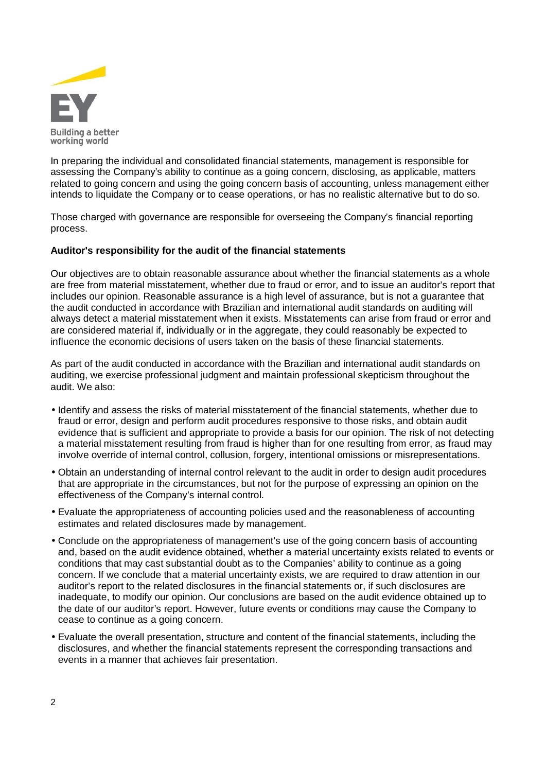In preparing the individual and consolidated financial statements, management is responsible for assessing the Company's ability to continue as a going concern, disclosing, as applicable, matters related to going concern and using the going concern basis of accounting, unless management either intends to liquidate the Company or to cease operations, or has no realistic alternative but to do so.

Those charged with governance are responsible for overseeing the Company's financial reporting process.

**Auditor's responsibility for the audit of the financial statements**

Our objectives are to obtain reasonable assurance about whether the financial statements as a whole are free from material misstatement, whether due to fraud or error, and to issue an auditor's report that includes our opinion. Reasonable assurance is a high level of assurance, but is not a guarantee that the audit conducted in accordance with Brazilian and international audit standards on auditing will always detect a material misstatement when it exists. Misstatements can arise from fraud or error and are considered material if, individually or in the aggregate, they could reasonably be expected to influence the economic decisions of users taken on the basis of these financial statements.

As part of the audit conducted in accordance with the Brazilian and international audit standards on auditing, we exercise professional judgment and maintain professional skepticism throughout the audit. We also:

- Identify and assess the risks of material misstatement of the financial statements, whether due to fraud or error, design and perform audit procedures responsive to those risks, and obtain audit evidence that is sufficient and appropriate to provide a basis for our opinion. The risk of not detecting a material misstatement resulting from fraud is higher than for one resulting from error, as fraud may involve override of internal control, collusion, forgery, intentional omissions or misrepresentations.
- Obtain an understanding of internal control relevant to the audit in order to design audit procedures that are appropriate in the circumstances, but not for the purpose of expressing an opinion on the effectiveness of the Company's internal control.
- Evaluate the appropriateness of accounting policies used and the reasonableness of accounting estimates and related disclosures made by management.
- Conclude on the appropriateness of management's use of the going concern basis of accounting and, based on the audit evidence obtained, whether a material uncertainty exists related to events or conditions that may cast substantial doubt as to the Companies' ability to continue as a going concern. If we conclude that a material uncertainty exists, we are required to draw attention in our auditor's report to the related disclosures in the financial statements or, if such disclosures are inadequate, to modify our opinion. Our conclusions are based on the audit evidence obtained up to the date of our auditor's report. However, future events or conditions may cause the Company to cease to continue as a going concern.
- Evaluate the overall presentation, structure and content of the financial statements, including the disclosures, and whether the financial statements represent the corresponding transactions and events in a manner that achieves fair presentation.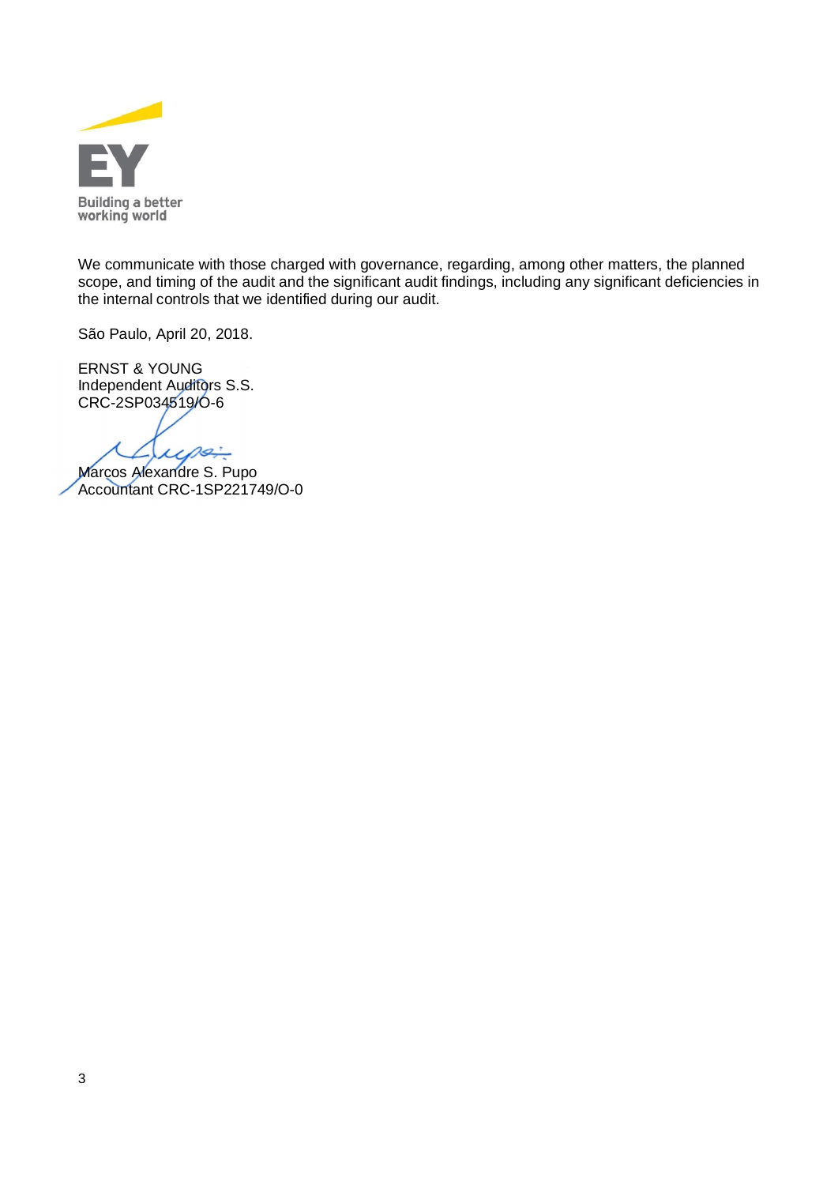We communicate with those charged with governance, regarding, among other matters, the planned scope, and timing of the audit and the significant audit findings, including any significant deficiencies in the internal controls that we identified during our audit.

São Paulo, April 20, 2018.

ERNST & YOUNG
Independent Auditors S.S.
CRC-2SP034519/O-6

Marcos Alexandre S. Pupo
Accountant CRC-1SP221749/O-0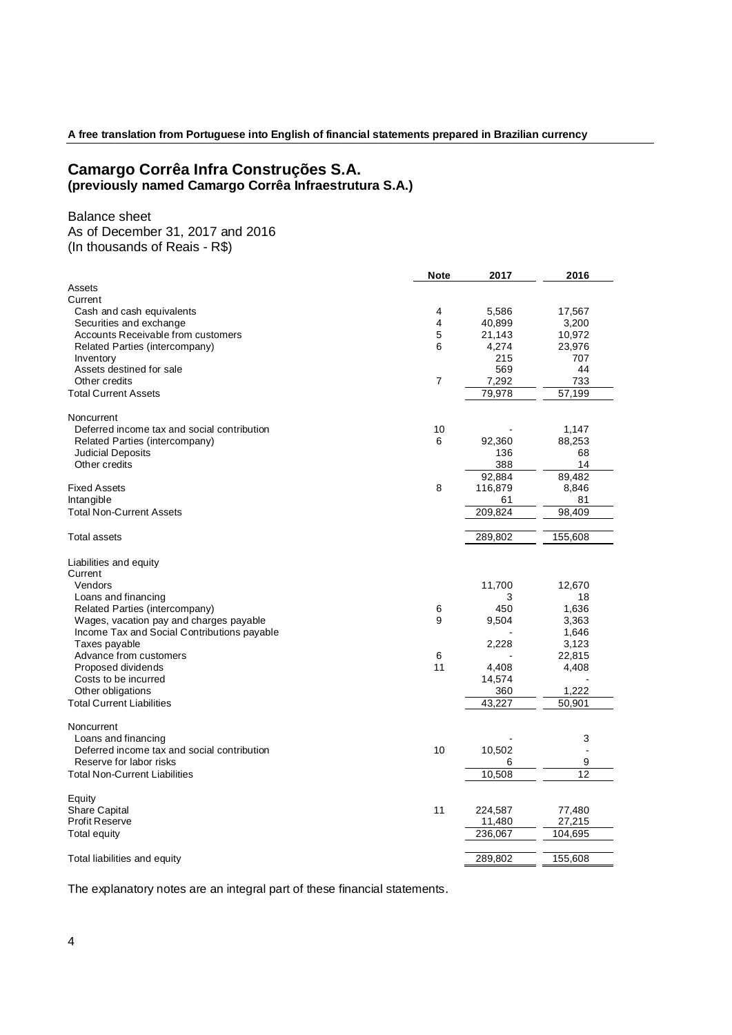**A free translation from Portuguese into English of financial statements prepared in Brazilian currency**

# Camargo Corrêa Infra Construções S.A.
## (previously named Camargo Corrêa Infraestrutura S.A.)

Balance sheet
As of December 31, 2017 and 2016
(In thousands of Reais - R$)

| | Note | 2017 | 2016 |
|---|---|---|---|
| Assets | | | |
| Current | | | |
| Cash and cash equivalents | 4 | 5,586 | 17,567 |
| Securities and exchange | 4 | 40,899 | 3,200 |
| Accounts Receivable from customers | 5 | 21,143 | 10,972 |
| Related Parties (intercompany) | 6 | 4,274 | 23,976 |
| Inventory | | 215 | 707 |
| Assets destined for sale | | 569 | 44 |
| Other credits | 7 | 7,292 | 733 |
| Total Current Assets | | 79,978 | 57,199 |
| | | | |
| Noncurrent | | | |
| Deferred income tax and social contribution | 10 | - | 1,147 |
| Related Parties (intercompany) | 6 | 92,360 | 88,253 |
| Judicial Deposits | | 136 | 68 |
| Other credits | | 388 | 14 |
| | | 92,884 | 89,482 |
| Fixed Assets | 8 | 116,879 | 8,846 |
| Intangible | | 61 | 81 |
| Total Non-Current Assets | | 209,824 | 98,409 |
| | | | |
| Total assets | | 289,802 | 155,608 |
| | | | |
| Liabilities and equity | | | |
| Current | | | |
| Vendors | | 11,700 | 12,670 |
| Loans and financing | | 3 | 18 |
| Related Parties (intercompany) | 6 | 450 | 1,636 |
| Wages, vacation pay and charges payable | 9 | 9,504 | 3,363 |
| Income Tax and Social Contributions payable | | - | 1,646 |
| Taxes payable | | 2,228 | 3,123 |
| Advance from customers | 6 | - | 22,815 |
| Proposed dividends | 11 | 4,408 | 4,408 |
| Costs to be incurred | | 14,574 | - |
| Other obligations | | 360 | 1,222 |
| Total Current Liabilities | | 43,227 | 50,901 |
| | | | |
| Noncurrent | | | |
| Loans and financing | | - | 3 |
| Deferred income tax and social contribution | 10 | 10,502 | - |
| Reserve for labor risks | | 6 | 9 |
| Total Non-Current Liabilities | | 10,508 | 12 |
| | | | |
| Equity | | | |
| Share Capital | 11 | 224,587 | 77,480 |
| Profit Reserve | | 11,480 | 27,215 |
| Total equity | | 236,067 | 104,695 |
| | | | |
| Total liabilities and equity | | 289,802 | 155,608 |

The explanatory notes are an integral part of these financial statements.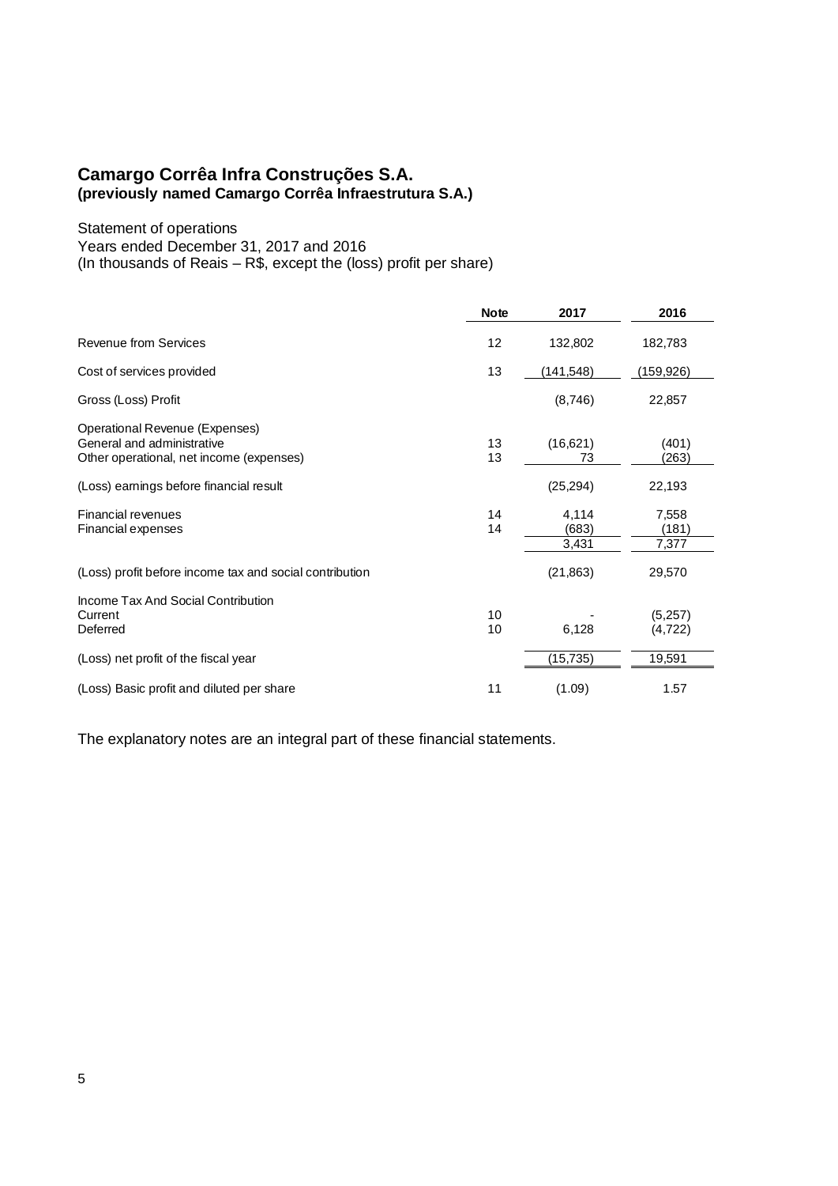# Camargo Corrêa Infra Construções S.A.
**(previously named Camargo Corrêa Infraestrutura S.A.)**

Statement of operations
Years ended December 31, 2017 and 2016
(In thousands of Reais – R$, except the (loss) profit per share)

| | Note | 2017 | 2016 |
|---|---|---|---|
| Revenue from Services | 12 | 132,802 | 182,783 |
| Cost of services provided | 13 | (141,548) | (159,926) |
| Gross (Loss) Profit | | (8,746) | 22,857 |
| Operational Revenue (Expenses) | | | |
| General and administrative | 13 | (16,621) | (401) |
| Other operational, net income (expenses) | 13 | 73 | (263) |
| (Loss) earnings before financial result | | (25,294) | 22,193 |
| Financial revenues | 14 | 4,114 | 7,558 |
| Financial expenses | 14 | (683) | (181) |
| | | 3,431 | 7,377 |
| (Loss) profit before income tax and social contribution | | (21,863) | 29,570 |
| Income Tax And Social Contribution | | | |
| Current | 10 | - | (5,257) |
| Deferred | 10 | 6,128 | (4,722) |
| (Loss) net profit of the fiscal year | | (15,735) | 19,591 |
| (Loss) Basic profit and diluted per share | 11 | (1.09) | 1.57 |

The explanatory notes are an integral part of these financial statements.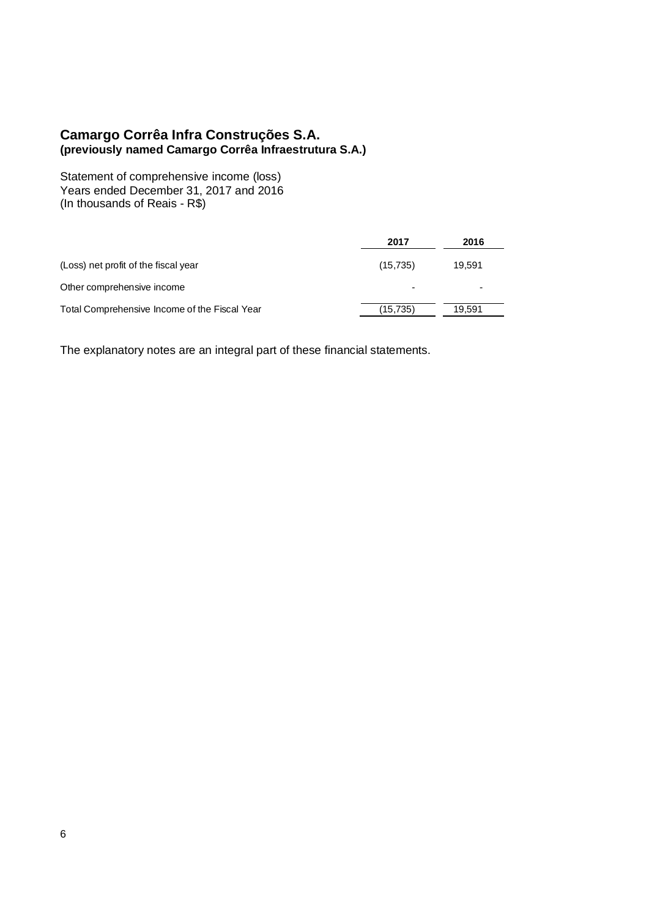# Camargo Corrêa Infra Construções S.A.
**(previously named Camargo Corrêa Infraestrutura S.A.)**

Statement of comprehensive income (loss)
Years ended December 31, 2017 and 2016
(In thousands of Reais - R$)

| | **2017** | **2016** |
|---|---|---|
| (Loss) net profit of the fiscal year | (15,735) | 19,591 |
| Other comprehensive income | - | - |
| Total Comprehensive Income of the Fiscal Year | (15,735) | 19,591 |

The explanatory notes are an integral part of these financial statements.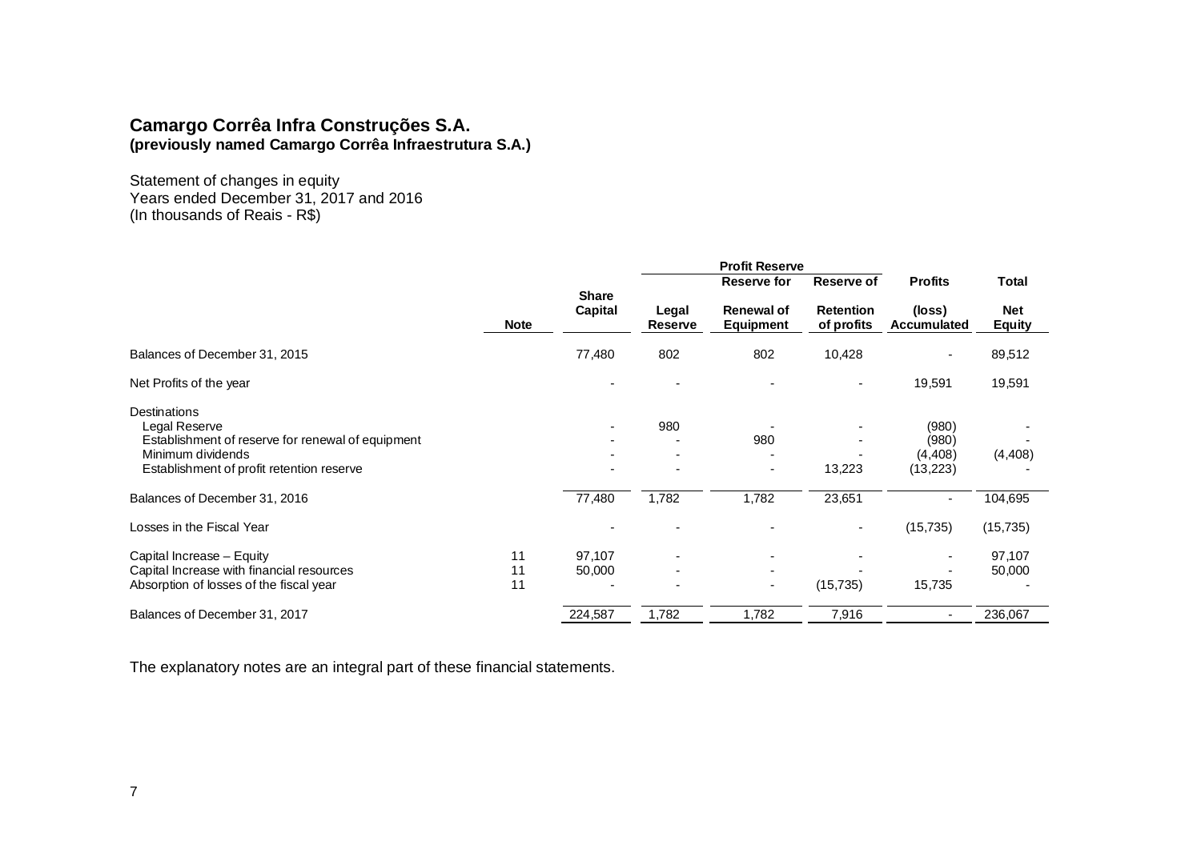# Camargo Corrêa Infra Construções S.A.
**(previously named Camargo Corrêa Infraestrutura S.A.)**

Statement of changes in equity
Years ended December 31, 2017 and 2016
(In thousands of Reais - R$)

| | | | Profit Reserve | | | | |
|---|---|---|---|---|---|---|---|
| | **Note** | **Share Capital** | **Legal Reserve** | **Reserve for Renewal of Equipment** | **Reserve of Retention of profits** | **Profits (loss) Accumulated** | **Total Net Equity** |
| Balances of December 31, 2015 | | 77,480 | 802 | 802 | 10,428 | - | 89,512 |
| Net Profits of the year | | - | - | - | - | 19,591 | 19,591 |
| Destinations | | | | | | | |
| Legal Reserve | | - | 980 | - | - | (980) | - |
| Establishment of reserve for renewal of equipment | | - | - | 980 | - | (980) | - |
| Minimum dividends | | - | - | - | - | (4,408) | (4,408) |
| Establishment of profit retention reserve | | - | - | - | 13,223 | (13,223) | - |
| Balances of December 31, 2016 | | 77,480 | 1,782 | 1,782 | 23,651 | - | 104,695 |
| Losses in the Fiscal Year | | - | - | - | - | (15,735) | (15,735) |
| Capital Increase – Equity | 11 | 97,107 | - | - | - | - | 97,107 |
| Capital Increase with financial resources | 11 | 50,000 | - | - | - | - | 50,000 |
| Absorption of losses of the fiscal year | 11 | - | - | - | (15,735) | 15,735 | - |
| Balances of December 31, 2017 | | 224,587 | 1,782 | 1,782 | 7,916 | - | 236,067 |

The explanatory notes are an integral part of these financial statements.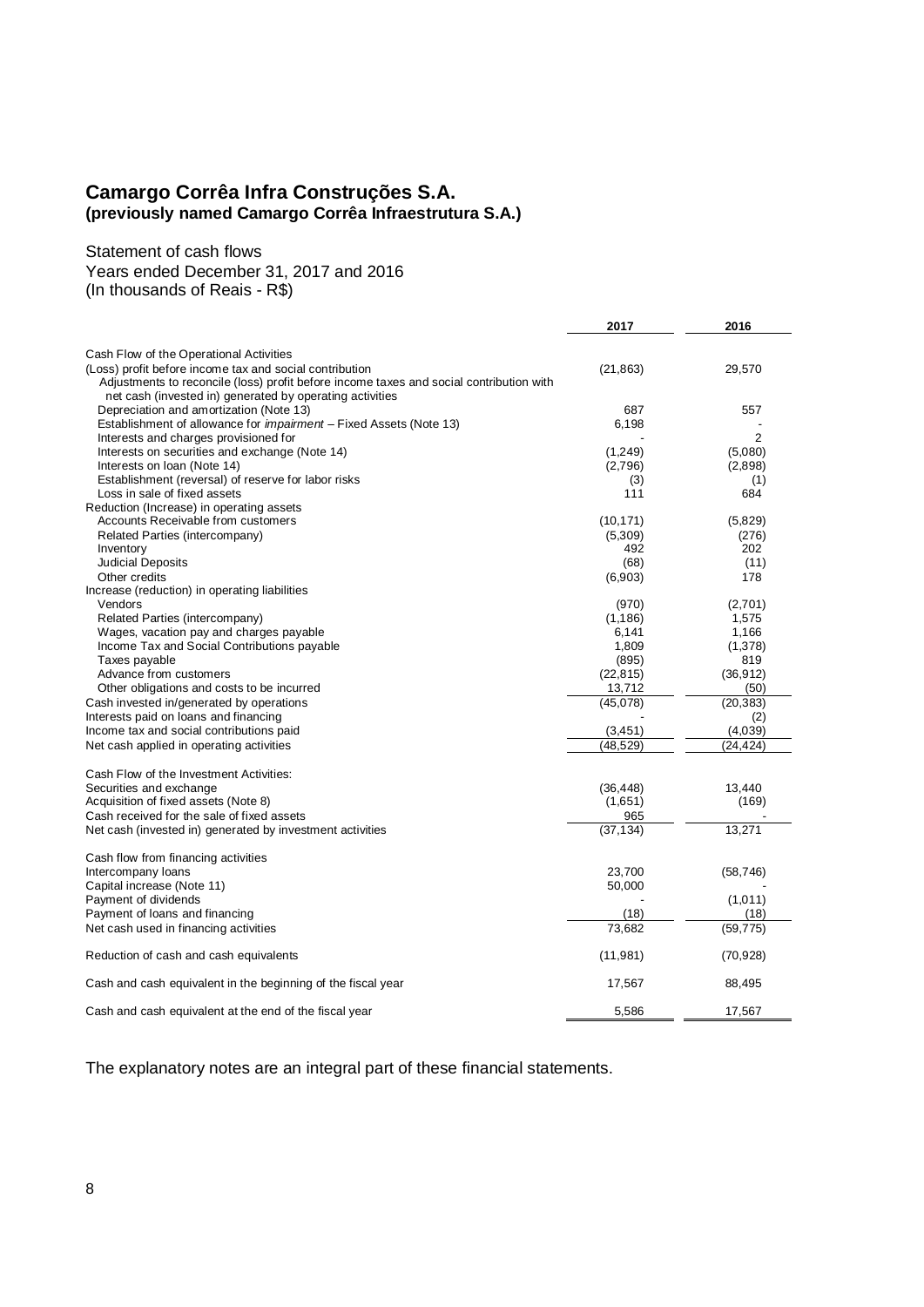# Camargo Corrêa Infra Construções S.A.
## (previously named Camargo Corrêa Infraestrutura S.A.)

Statement of cash flows
Years ended December 31, 2017 and 2016
(In thousands of Reais - R$)

| | 2017 | 2016 |
|---|---|---|
| Cash Flow of the Operational Activities | | |
| (Loss) profit before income tax and social contribution | (21,863) | 29,570 |
| Adjustments to reconcile (loss) profit before income taxes and social contribution with net cash (invested in) generated by operating activities | | |
| Depreciation and amortization (Note 13) | 687 | 557 |
| Establishment of allowance for *impairment* – Fixed Assets (Note 13) | 6,198 | - |
| Interests and charges provisioned for | - | 2 |
| Interests on securities and exchange (Note 14) | (1,249) | (5,080) |
| Interests on loan (Note 14) | (2,796) | (2,898) |
| Establishment (reversal) of reserve for labor risks | (3) | (1) |
| Loss in sale of fixed assets | 111 | 684 |
| Reduction (Increase) in operating assets | | |
| Accounts Receivable from customers | (10,171) | (5,829) |
| Related Parties (intercompany) | (5,309) | (276) |
| Inventory | 492 | 202 |
| Judicial Deposits | (68) | (11) |
| Other credits | (6,903) | 178 |
| Increase (reduction) in operating liabilities | | |
| Vendors | (970) | (2,701) |
| Related Parties (intercompany) | (1,186) | 1,575 |
| Wages, vacation pay and charges payable | 6,141 | 1,166 |
| Income Tax and Social Contributions payable | 1,809 | (1,378) |
| Taxes payable | (895) | 819 |
| Advance from customers | (22,815) | (36,912) |
| Other obligations and costs to be incurred | 13,712 | (50) |
| Cash invested in/generated by operations | (45,078) | (20,383) |
| Interests paid on loans and financing | - | (2) |
| Income tax and social contributions paid | (3,451) | (4,039) |
| Net cash applied in operating activities | (48,529) | (24,424) |
| | | |
| Cash Flow of the Investment Activities: | | |
| Securities and exchange | (36,448) | 13,440 |
| Acquisition of fixed assets (Note 8) | (1,651) | (169) |
| Cash received for the sale of fixed assets | 965 | - |
| Net cash (invested in) generated by investment activities | (37,134) | 13,271 |
| | | |
| Cash flow from financing activities | | |
| Intercompany loans | 23,700 | (58,746) |
| Capital increase (Note 11) | 50,000 | - |
| Payment of dividends | - | (1,011) |
| Payment of loans and financing | (18) | (18) |
| Net cash used in financing activities | 73,682 | (59,775) |
| | | |
| Reduction of cash and cash equivalents | (11,981) | (70,928) |
| | | |
| Cash and cash equivalent in the beginning of the fiscal year | 17,567 | 88,495 |
| | | |
| Cash and cash equivalent at the end of the fiscal year | 5,586 | 17,567 |

The explanatory notes are an integral part of these financial statements.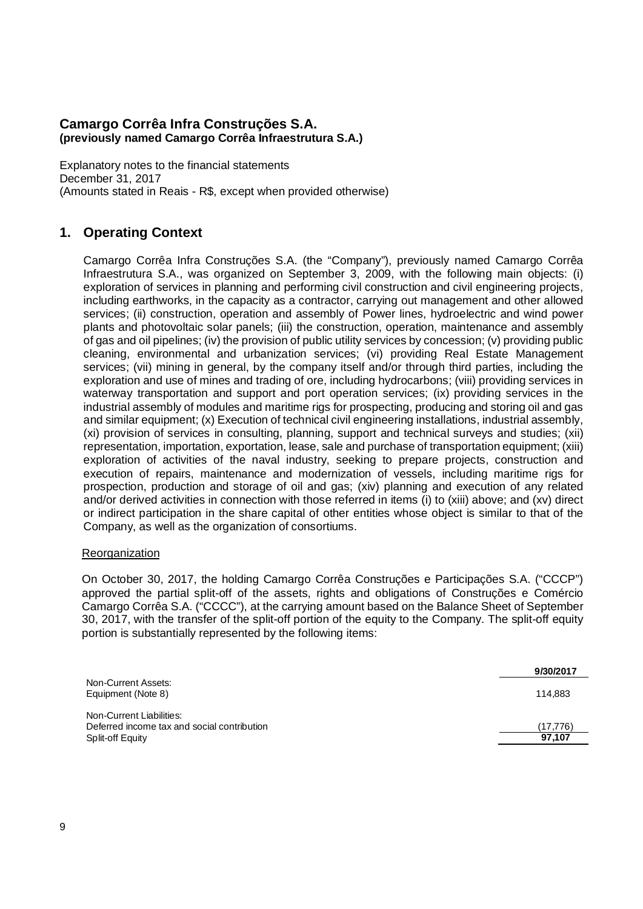**Camargo Corrêa Infra Construções S.A.**
**(previously named Camargo Corrêa Infraestrutura S.A.)**

Explanatory notes to the financial statements
December 31, 2017
(Amounts stated in Reais - R$, except when provided otherwise)

## 1. Operating Context

Camargo Corrêa Infra Construções S.A. (the "Company"), previously named Camargo Corrêa Infraestrutura S.A., was organized on September 3, 2009, with the following main objects: (i) exploration of services in planning and performing civil construction and civil engineering projects, including earthworks, in the capacity as a contractor, carrying out management and other allowed services; (ii) construction, operation and assembly of Power lines, hydroelectric and wind power plants and photovoltaic solar panels; (iii) the construction, operation, maintenance and assembly of gas and oil pipelines; (iv) the provision of public utility services by concession; (v) providing public cleaning, environmental and urbanization services; (vi) providing Real Estate Management services; (vii) mining in general, by the company itself and/or through third parties, including the exploration and use of mines and trading of ore, including hydrocarbons; (viii) providing services in waterway transportation and support and port operation services; (ix) providing services in the industrial assembly of modules and maritime rigs for prospecting, producing and storing oil and gas and similar equipment; (x) Execution of technical civil engineering installations, industrial assembly, (xi) provision of services in consulting, planning, support and technical surveys and studies; (xii) representation, importation, exportation, lease, sale and purchase of transportation equipment; (xiii) exploration of activities of the naval industry, seeking to prepare projects, construction and execution of repairs, maintenance and modernization of vessels, including maritime rigs for prospection, production and storage of oil and gas; (xiv) planning and execution of any related and/or derived activities in connection with those referred in items (i) to (xiii) above; and (xv) direct or indirect participation in the share capital of other entities whose object is similar to that of the Company, as well as the organization of consortiums.

Reorganization

On October 30, 2017, the holding Camargo Corrêa Construções e Participações S.A. ("CCCP") approved the partial split-off of the assets, rights and obligations of Construções e Comércio Camargo Corrêa S.A. ("CCCC"), at the carrying amount based on the Balance Sheet of September 30, 2017, with the transfer of the split-off portion of the equity to the Company. The split-off equity portion is substantially represented by the following items:

| | **9/30/2017** |
|---|---|
| Non-Current Assets: | |
| Equipment (Note 8) | 114,883 |
| Non-Current Liabilities: | |
| Deferred income tax and social contribution | (17,776) |
| Split-off Equity | **97,107** |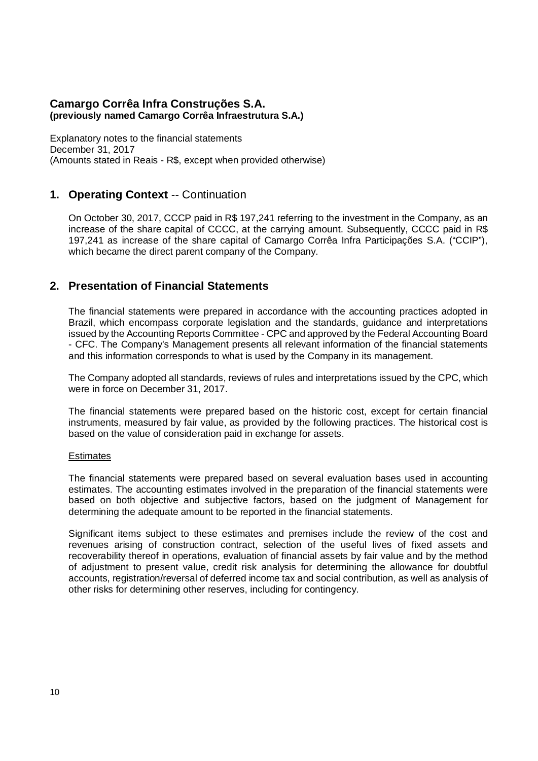## 1. Operating Context -- Continuation

On October 30, 2017, CCCP paid in R$ 197,241 referring to the investment in the Company, as an increase of the share capital of CCCC, at the carrying amount. Subsequently, CCCC paid in R$ 197,241 as increase of the share capital of Camargo Corrêa Infra Participações S.A. ("CCIP"), which became the direct parent company of the Company.

## 2. Presentation of Financial Statements

The financial statements were prepared in accordance with the accounting practices adopted in Brazil, which encompass corporate legislation and the standards, guidance and interpretations issued by the Accounting Reports Committee - CPC and approved by the Federal Accounting Board - CFC. The Company's Management presents all relevant information of the financial statements and this information corresponds to what is used by the Company in its management.

The Company adopted all standards, reviews of rules and interpretations issued by the CPC, which were in force on December 31, 2017.

The financial statements were prepared based on the historic cost, except for certain financial instruments, measured by fair value, as provided by the following practices. The historical cost is based on the value of consideration paid in exchange for assets.

Estimates

The financial statements were prepared based on several evaluation bases used in accounting estimates. The accounting estimates involved in the preparation of the financial statements were based on both objective and subjective factors, based on the judgment of Management for determining the adequate amount to be reported in the financial statements.

Significant items subject to these estimates and premises include the review of the cost and revenues arising of construction contract, selection of the useful lives of fixed assets and recoverability thereof in operations, evaluation of financial assets by fair value and by the method of adjustment to present value, credit risk analysis for determining the allowance for doubtful accounts, registration/reversal of deferred income tax and social contribution, as well as analysis of other risks for determining other reserves, including for contingency.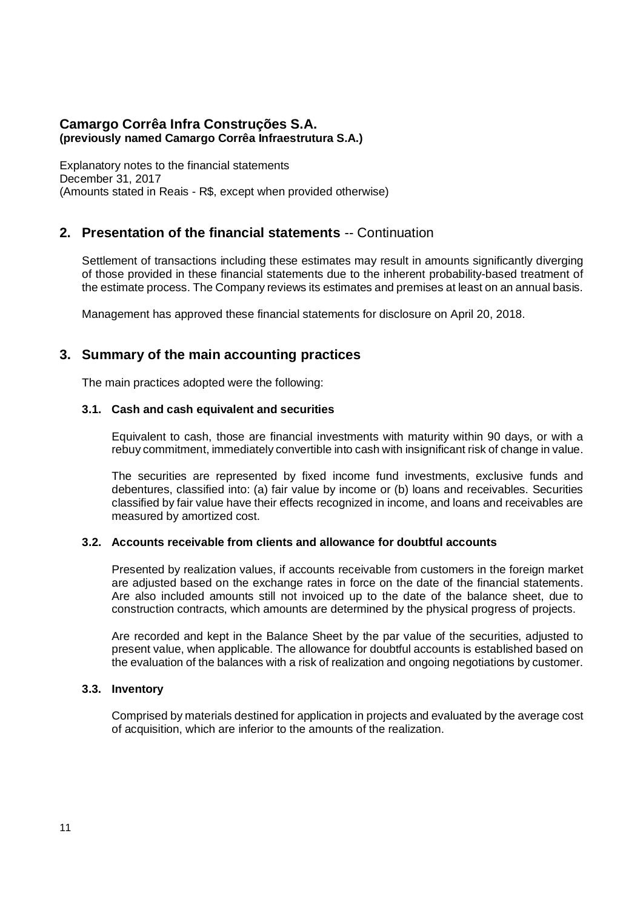## 2. Presentation of the financial statements -- Continuation

Settlement of transactions including these estimates may result in amounts significantly diverging of those provided in these financial statements due to the inherent probability-based treatment of the estimate process. The Company reviews its estimates and premises at least on an annual basis.

Management has approved these financial statements for disclosure on April 20, 2018.

## 3. Summary of the main accounting practices

The main practices adopted were the following:

### 3.1. Cash and cash equivalent and securities

Equivalent to cash, those are financial investments with maturity within 90 days, or with a rebuy commitment, immediately convertible into cash with insignificant risk of change in value.

The securities are represented by fixed income fund investments, exclusive funds and debentures, classified into: (a) fair value by income or (b) loans and receivables. Securities classified by fair value have their effects recognized in income, and loans and receivables are measured by amortized cost.

### 3.2. Accounts receivable from clients and allowance for doubtful accounts

Presented by realization values, if accounts receivable from customers in the foreign market are adjusted based on the exchange rates in force on the date of the financial statements. Are also included amounts still not invoiced up to the date of the balance sheet, due to construction contracts, which amounts are determined by the physical progress of projects.

Are recorded and kept in the Balance Sheet by the par value of the securities, adjusted to present value, when applicable. The allowance for doubtful accounts is established based on the evaluation of the balances with a risk of realization and ongoing negotiations by customer.

### 3.3. Inventory

Comprised by materials destined for application in projects and evaluated by the average cost of acquisition, which are inferior to the amounts of the realization.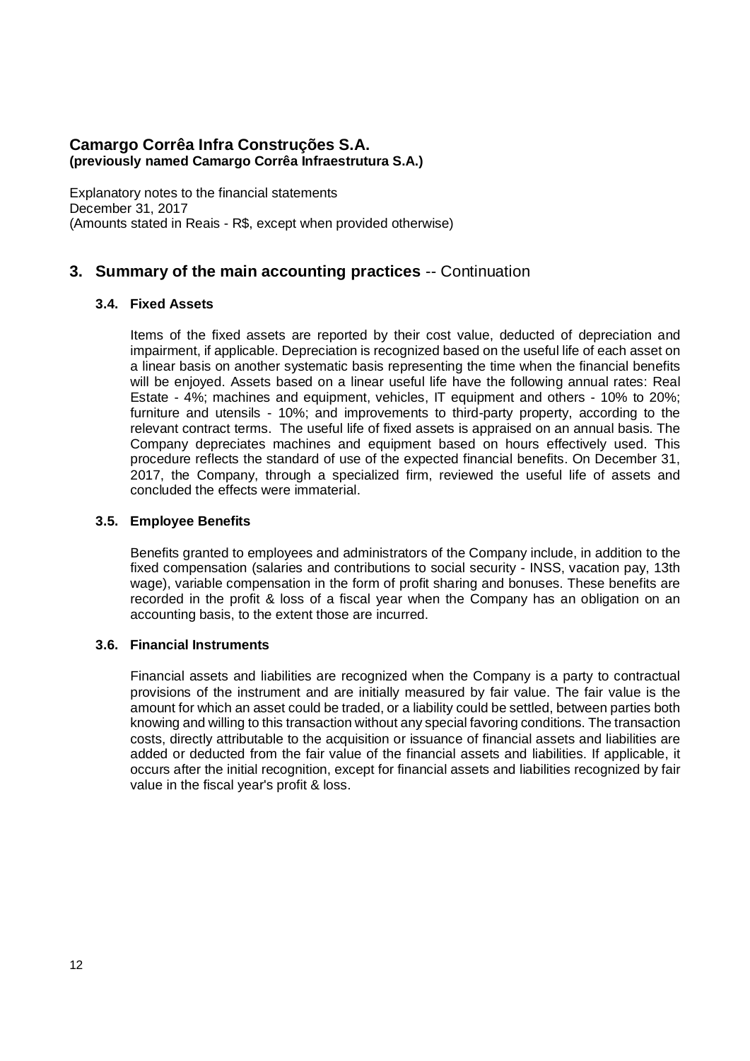**Camargo Corrêa Infra Construções S.A.**
**(previously named Camargo Corrêa Infraestrutura S.A.)**

Explanatory notes to the financial statements
December 31, 2017
(Amounts stated in Reais - R$, except when provided otherwise)

## 3. Summary of the main accounting practices -- Continuation

### 3.4. Fixed Assets

Items of the fixed assets are reported by their cost value, deducted of depreciation and impairment, if applicable. Depreciation is recognized based on the useful life of each asset on a linear basis on another systematic basis representing the time when the financial benefits will be enjoyed. Assets based on a linear useful life have the following annual rates: Real Estate - 4%; machines and equipment, vehicles, IT equipment and others - 10% to 20%; furniture and utensils - 10%; and improvements to third-party property, according to the relevant contract terms. The useful life of fixed assets is appraised on an annual basis. The Company depreciates machines and equipment based on hours effectively used. This procedure reflects the standard of use of the expected financial benefits. On December 31, 2017, the Company, through a specialized firm, reviewed the useful life of assets and concluded the effects were immaterial.

### 3.5. Employee Benefits

Benefits granted to employees and administrators of the Company include, in addition to the fixed compensation (salaries and contributions to social security - INSS, vacation pay, 13th wage), variable compensation in the form of profit sharing and bonuses. These benefits are recorded in the profit & loss of a fiscal year when the Company has an obligation on an accounting basis, to the extent those are incurred.

### 3.6. Financial Instruments

Financial assets and liabilities are recognized when the Company is a party to contractual provisions of the instrument and are initially measured by fair value. The fair value is the amount for which an asset could be traded, or a liability could be settled, between parties both knowing and willing to this transaction without any special favoring conditions. The transaction costs, directly attributable to the acquisition or issuance of financial assets and liabilities are added or deducted from the fair value of the financial assets and liabilities. If applicable, it occurs after the initial recognition, except for financial assets and liabilities recognized by fair value in the fiscal year's profit & loss.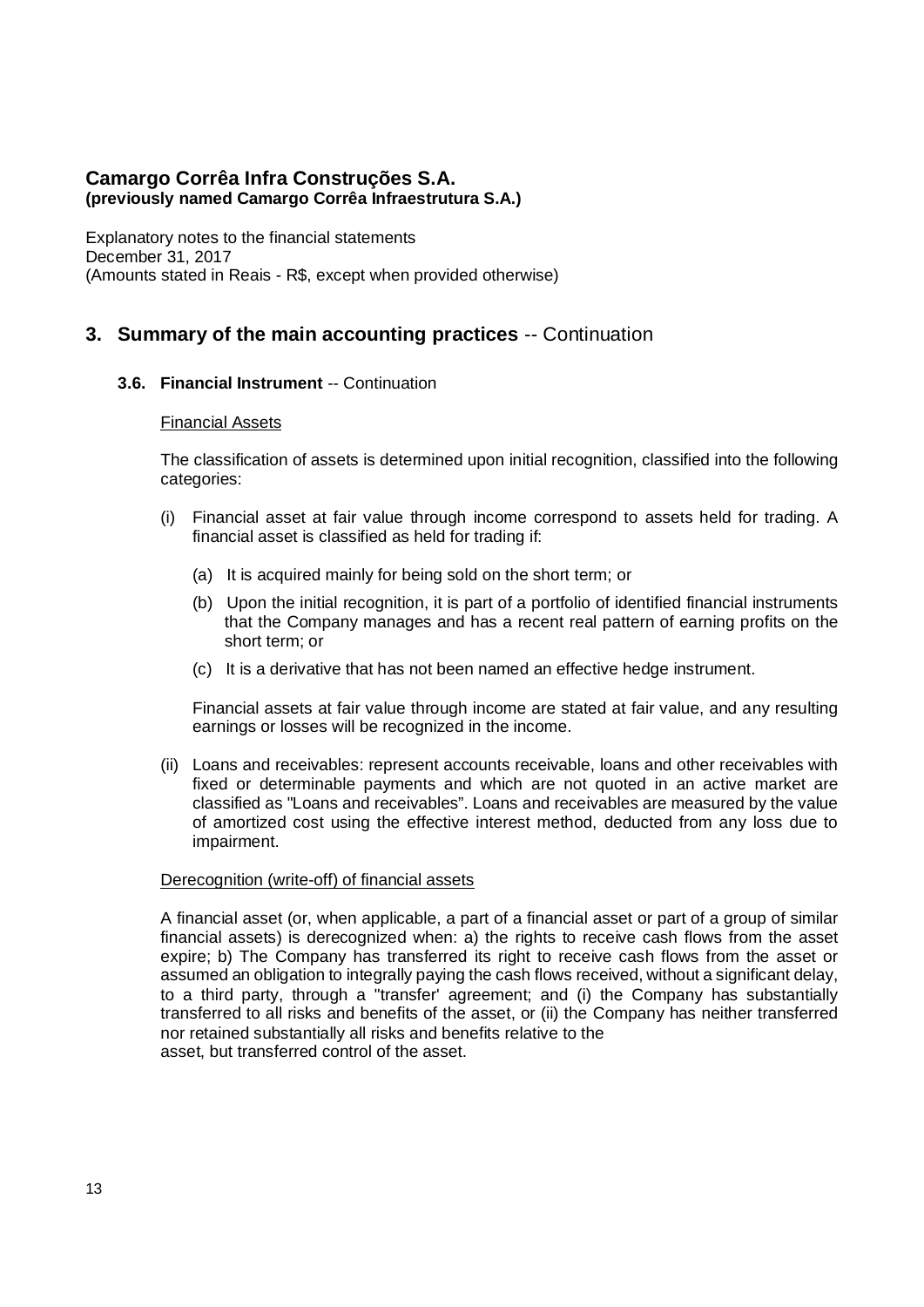**Camargo Corrêa Infra Construções S.A.**
**(previously named Camargo Corrêa Infraestrutura S.A.)**

Explanatory notes to the financial statements
December 31, 2017
(Amounts stated in Reais - R$, except when provided otherwise)

## 3. Summary of the main accounting practices -- Continuation

### 3.6. Financial Instrument -- Continuation

Financial Assets

The classification of assets is determined upon initial recognition, classified into the following categories:

(i) Financial asset at fair value through income correspond to assets held for trading. A financial asset is classified as held for trading if:

(a) It is acquired mainly for being sold on the short term; or

(b) Upon the initial recognition, it is part of a portfolio of identified financial instruments that the Company manages and has a recent real pattern of earning profits on the short term; or

(c) It is a derivative that has not been named an effective hedge instrument.

Financial assets at fair value through income are stated at fair value, and any resulting earnings or losses will be recognized in the income.

(ii) Loans and receivables: represent accounts receivable, loans and other receivables with fixed or determinable payments and which are not quoted in an active market are classified as "Loans and receivables”. Loans and receivables are measured by the value of amortized cost using the effective interest method, deducted from any loss due to impairment.

Derecognition (write-off) of financial assets

A financial asset (or, when applicable, a part of a financial asset or part of a group of similar financial assets) is derecognized when: a) the rights to receive cash flows from the asset expire; b) The Company has transferred its right to receive cash flows from the asset or assumed an obligation to integrally paying the cash flows received, without a significant delay, to a third party, through a "transfer' agreement; and (i) the Company has substantially transferred to all risks and benefits of the asset, or (ii) the Company has neither transferred nor retained substantially all risks and benefits relative to the asset, but transferred control of the asset.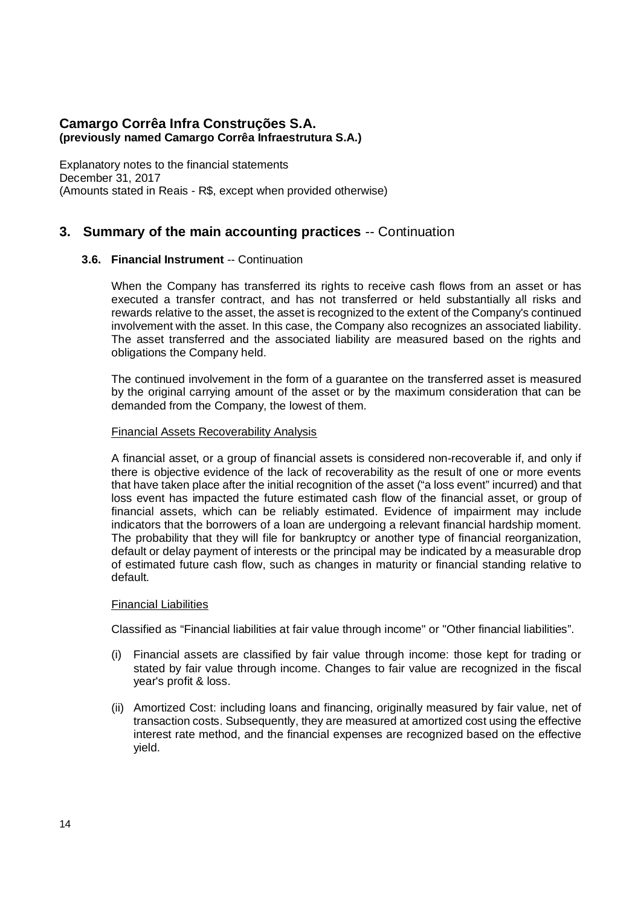## 3. Summary of the main accounting practices -- Continuation

### 3.6. Financial Instrument -- Continuation

When the Company has transferred its rights to receive cash flows from an asset or has executed a transfer contract, and has not transferred or held substantially all risks and rewards relative to the asset, the asset is recognized to the extent of the Company's continued involvement with the asset. In this case, the Company also recognizes an associated liability. The asset transferred and the associated liability are measured based on the rights and obligations the Company held.

The continued involvement in the form of a guarantee on the transferred asset is measured by the original carrying amount of the asset or by the maximum consideration that can be demanded from the Company, the lowest of them.

Financial Assets Recoverability Analysis

A financial asset, or a group of financial assets is considered non-recoverable if, and only if there is objective evidence of the lack of recoverability as the result of one or more events that have taken place after the initial recognition of the asset ("a loss event" incurred) and that loss event has impacted the future estimated cash flow of the financial asset, or group of financial assets, which can be reliably estimated. Evidence of impairment may include indicators that the borrowers of a loan are undergoing a relevant financial hardship moment. The probability that they will file for bankruptcy or another type of financial reorganization, default or delay payment of interests or the principal may be indicated by a measurable drop of estimated future cash flow, such as changes in maturity or financial standing relative to default.

Financial Liabilities

Classified as "Financial liabilities at fair value through income" or "Other financial liabilities".

(i) Financial assets are classified by fair value through income: those kept for trading or stated by fair value through income. Changes to fair value are recognized in the fiscal year's profit & loss.

(ii) Amortized Cost: including loans and financing, originally measured by fair value, net of transaction costs. Subsequently, they are measured at amortized cost using the effective interest rate method, and the financial expenses are recognized based on the effective yield.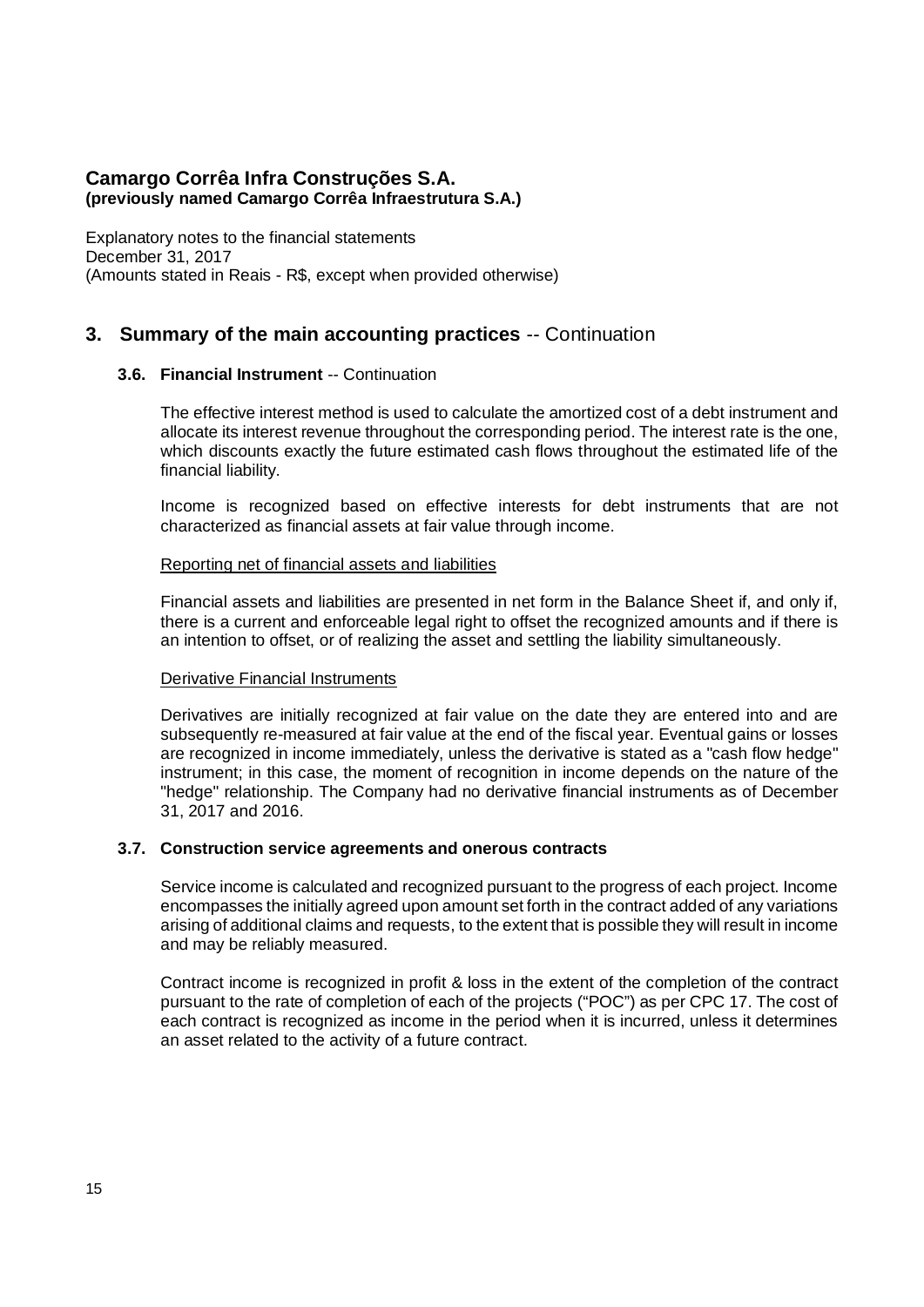# 3. Summary of the main accounting practices -- Continuation

## 3.6. Financial Instrument -- Continuation

The effective interest method is used to calculate the amortized cost of a debt instrument and allocate its interest revenue throughout the corresponding period. The interest rate is the one, which discounts exactly the future estimated cash flows throughout the estimated life of the financial liability.

Income is recognized based on effective interests for debt instruments that are not characterized as financial assets at fair value through income.

Reporting net of financial assets and liabilities

Financial assets and liabilities are presented in net form in the Balance Sheet if, and only if, there is a current and enforceable legal right to offset the recognized amounts and if there is an intention to offset, or of realizing the asset and settling the liability simultaneously.

Derivative Financial Instruments

Derivatives are initially recognized at fair value on the date they are entered into and are subsequently re-measured at fair value at the end of the fiscal year. Eventual gains or losses are recognized in income immediately, unless the derivative is stated as a "cash flow hedge" instrument; in this case, the moment of recognition in income depends on the nature of the "hedge" relationship. The Company had no derivative financial instruments as of December 31, 2017 and 2016.

## 3.7. Construction service agreements and onerous contracts

Service income is calculated and recognized pursuant to the progress of each project. Income encompasses the initially agreed upon amount set forth in the contract added of any variations arising of additional claims and requests, to the extent that is possible they will result in income and may be reliably measured.

Contract income is recognized in profit & loss in the extent of the completion of the contract pursuant to the rate of completion of each of the projects ("POC") as per CPC 17. The cost of each contract is recognized as income in the period when it is incurred, unless it determines an asset related to the activity of a future contract.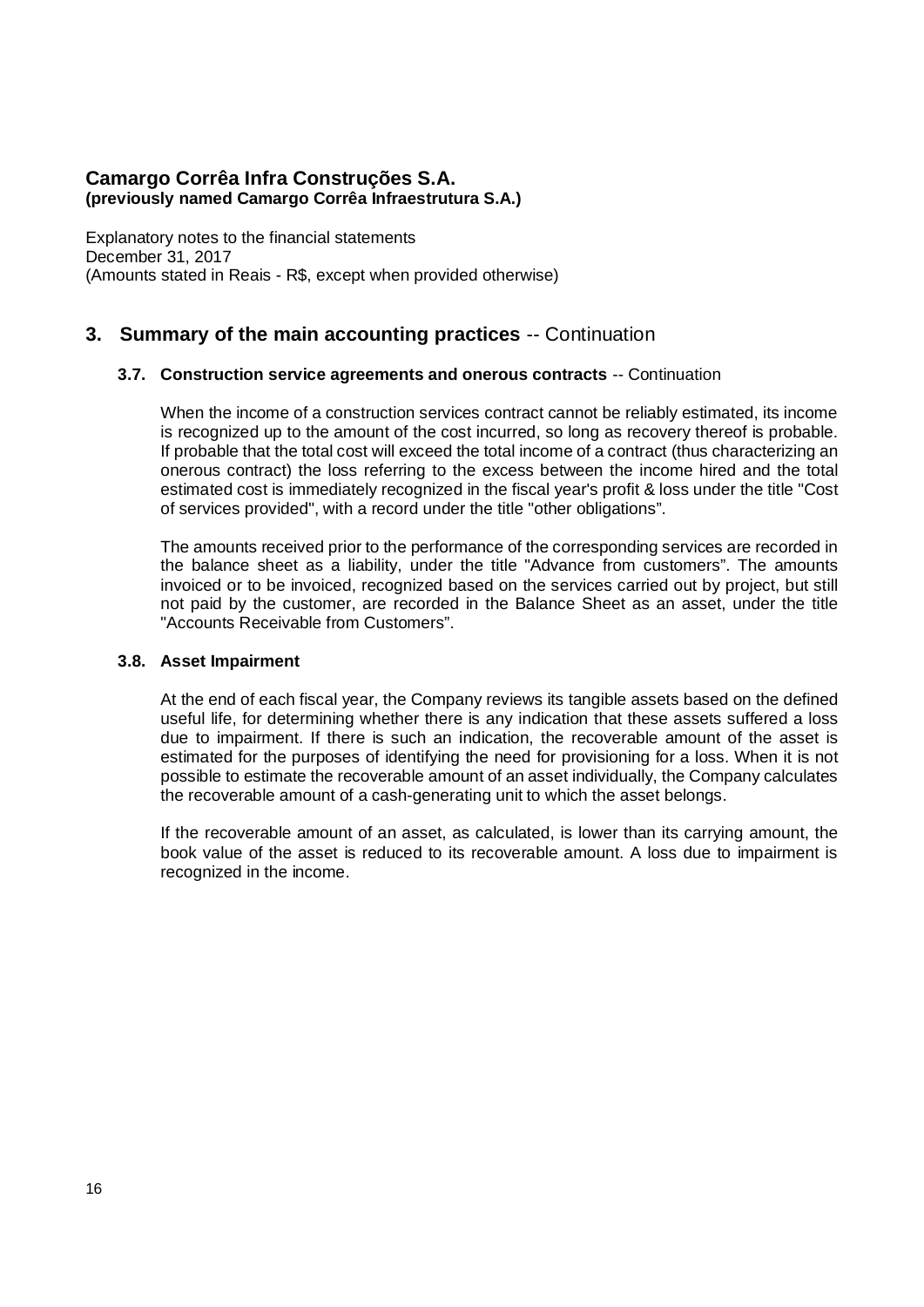**Camargo Corrêa Infra Construções S.A.**
**(previously named Camargo Corrêa Infraestrutura S.A.)**

Explanatory notes to the financial statements
December 31, 2017
(Amounts stated in Reais - R$, except when provided otherwise)

## 3. Summary of the main accounting practices -- Continuation

### 3.7. Construction service agreements and onerous contracts -- Continuation

When the income of a construction services contract cannot be reliably estimated, its income is recognized up to the amount of the cost incurred, so long as recovery thereof is probable. If probable that the total cost will exceed the total income of a contract (thus characterizing an onerous contract) the loss referring to the excess between the income hired and the total estimated cost is immediately recognized in the fiscal year's profit & loss under the title "Cost of services provided", with a record under the title "other obligations".

The amounts received prior to the performance of the corresponding services are recorded in the balance sheet as a liability, under the title "Advance from customers". The amounts invoiced or to be invoiced, recognized based on the services carried out by project, but still not paid by the customer, are recorded in the Balance Sheet as an asset, under the title "Accounts Receivable from Customers".

### 3.8. Asset Impairment

At the end of each fiscal year, the Company reviews its tangible assets based on the defined useful life, for determining whether there is any indication that these assets suffered a loss due to impairment. If there is such an indication, the recoverable amount of the asset is estimated for the purposes of identifying the need for provisioning for a loss. When it is not possible to estimate the recoverable amount of an asset individually, the Company calculates the recoverable amount of a cash-generating unit to which the asset belongs.

If the recoverable amount of an asset, as calculated, is lower than its carrying amount, the book value of the asset is reduced to its recoverable amount. A loss due to impairment is recognized in the income.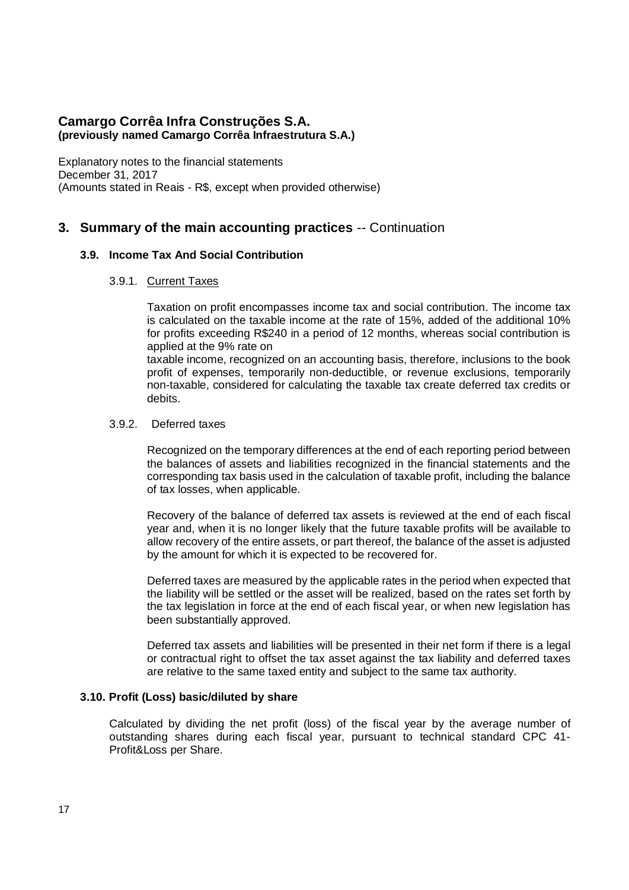**Camargo Corrêa Infra Construções S.A.**
**(previously named Camargo Corrêa Infraestrutura S.A.)**

Explanatory notes to the financial statements
December 31, 2017
(Amounts stated in Reais - R$, except when provided otherwise)

## 3. Summary of the main accounting practices -- Continuation

### 3.9. Income Tax And Social Contribution

#### 3.9.1. Current Taxes

Taxation on profit encompasses income tax and social contribution. The income tax is calculated on the taxable income at the rate of 15%, added of the additional 10% for profits exceeding R$240 in a period of 12 months, whereas social contribution is applied at the 9% rate on
taxable income, recognized on an accounting basis, therefore, inclusions to the book profit of expenses, temporarily non-deductible, or revenue exclusions, temporarily non-taxable, considered for calculating the taxable tax create deferred tax credits or debits.

#### 3.9.2. Deferred taxes

Recognized on the temporary differences at the end of each reporting period between the balances of assets and liabilities recognized in the financial statements and the corresponding tax basis used in the calculation of taxable profit, including the balance of tax losses, when applicable.

Recovery of the balance of deferred tax assets is reviewed at the end of each fiscal year and, when it is no longer likely that the future taxable profits will be available to allow recovery of the entire assets, or part thereof, the balance of the asset is adjusted by the amount for which it is expected to be recovered for.

Deferred taxes are measured by the applicable rates in the period when expected that the liability will be settled or the asset will be realized, based on the rates set forth by the tax legislation in force at the end of each fiscal year, or when new legislation has been substantially approved.

Deferred tax assets and liabilities will be presented in their net form if there is a legal or contractual right to offset the tax asset against the tax liability and deferred taxes are relative to the same taxed entity and subject to the same tax authority.

### 3.10. Profit (Loss) basic/diluted by share

Calculated by dividing the net profit (loss) of the fiscal year by the average number of outstanding shares during each fiscal year, pursuant to technical standard CPC 41- Profit&Loss per Share.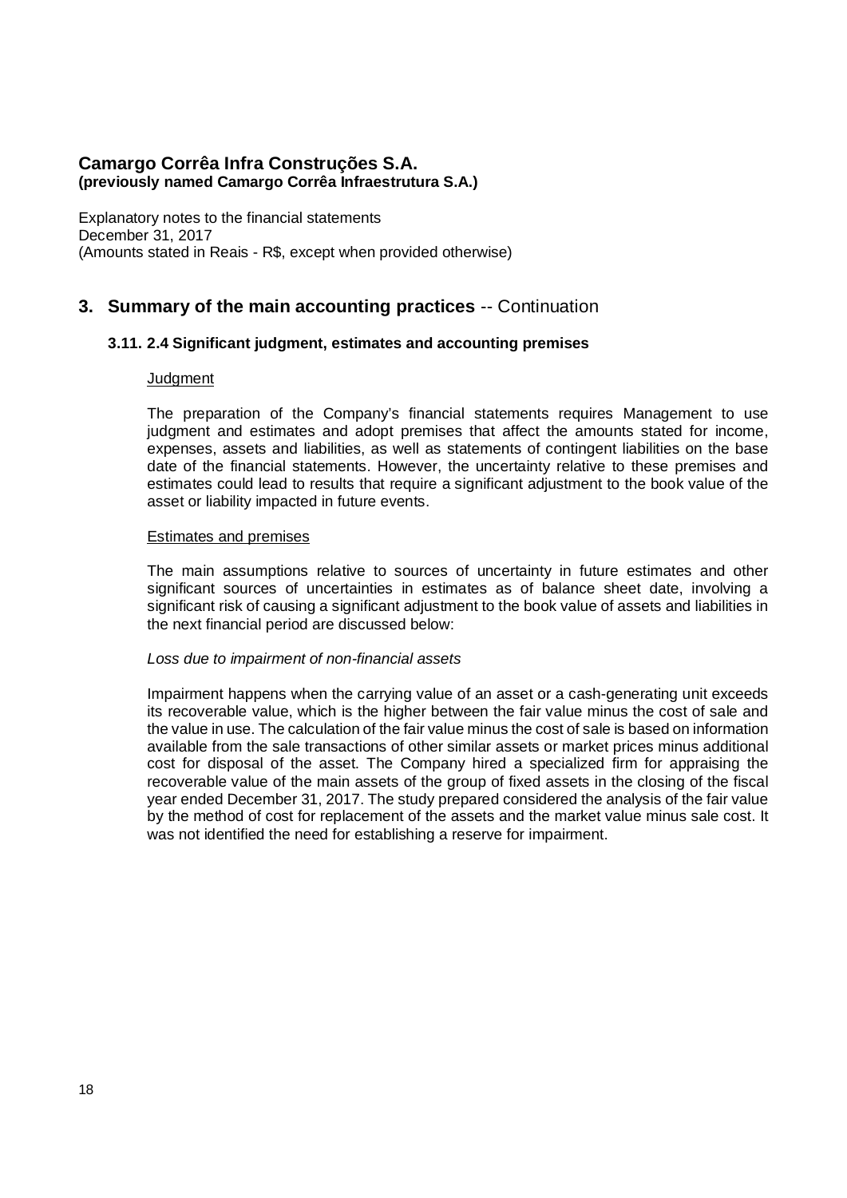# Camargo Corrêa Infra Construções S.A.
**(previously named Camargo Corrêa Infraestrutura S.A.)**

Explanatory notes to the financial statements
December 31, 2017
(Amounts stated in Reais - R$, except when provided otherwise)

## 3. Summary of the main accounting practices -- Continuation

### 3.11. 2.4 Significant judgment, estimates and accounting premises

Judgment

The preparation of the Company's financial statements requires Management to use judgment and estimates and adopt premises that affect the amounts stated for income, expenses, assets and liabilities, as well as statements of contingent liabilities on the base date of the financial statements. However, the uncertainty relative to these premises and estimates could lead to results that require a significant adjustment to the book value of the asset or liability impacted in future events.

Estimates and premises

The main assumptions relative to sources of uncertainty in future estimates and other significant sources of uncertainties in estimates as of balance sheet date, involving a significant risk of causing a significant adjustment to the book value of assets and liabilities in the next financial period are discussed below:

*Loss due to impairment of non-financial assets*

Impairment happens when the carrying value of an asset or a cash-generating unit exceeds its recoverable value, which is the higher between the fair value minus the cost of sale and the value in use. The calculation of the fair value minus the cost of sale is based on information available from the sale transactions of other similar assets or market prices minus additional cost for disposal of the asset. The Company hired a specialized firm for appraising the recoverable value of the main assets of the group of fixed assets in the closing of the fiscal year ended December 31, 2017. The study prepared considered the analysis of the fair value by the method of cost for replacement of the assets and the market value minus sale cost. It was not identified the need for establishing a reserve for impairment.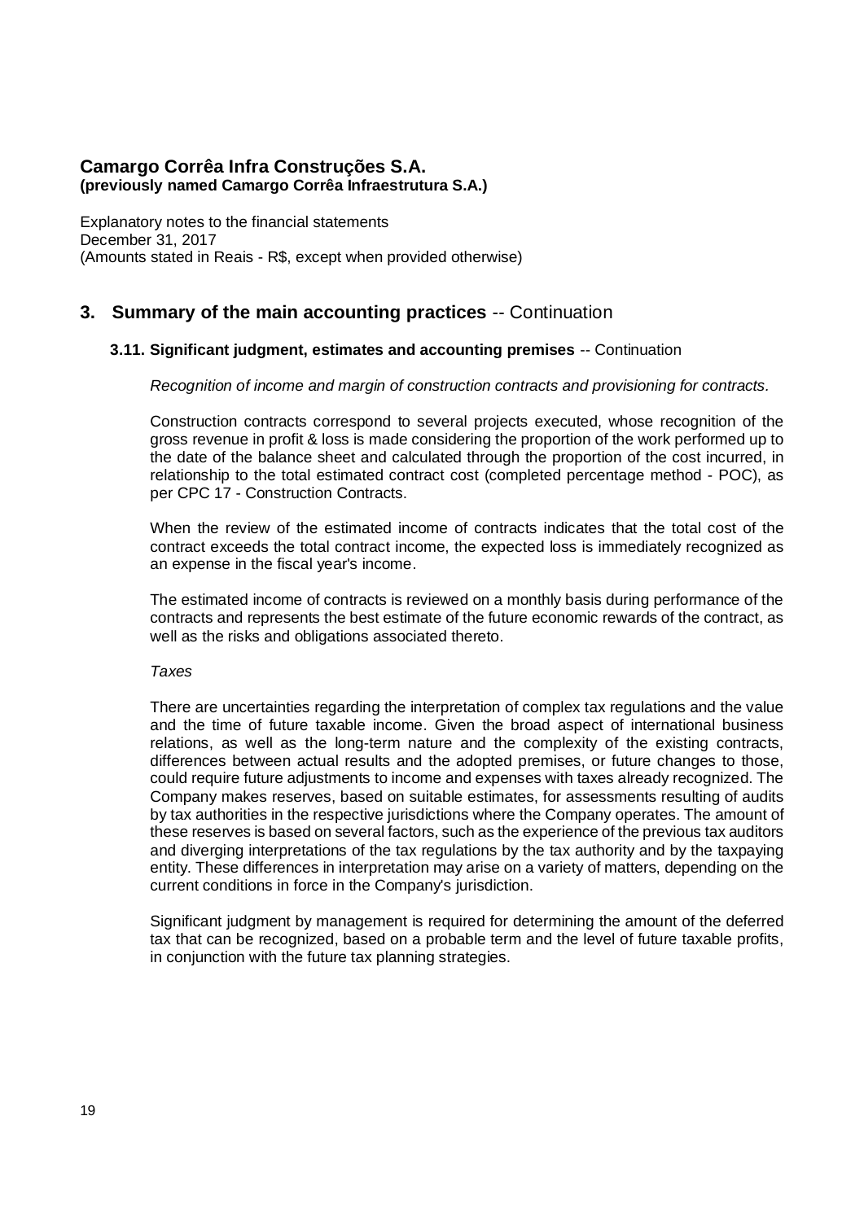**Camargo Corrêa Infra Construções S.A.**
**(previously named Camargo Corrêa Infraestrutura S.A.)**

Explanatory notes to the financial statements
December 31, 2017
(Amounts stated in Reais - R$, except when provided otherwise)

## 3. Summary of the main accounting practices -- Continuation

### 3.11. Significant judgment, estimates and accounting premises -- Continuation

*Recognition of income and margin of construction contracts and provisioning for contracts.*

Construction contracts correspond to several projects executed, whose recognition of the gross revenue in profit & loss is made considering the proportion of the work performed up to the date of the balance sheet and calculated through the proportion of the cost incurred, in relationship to the total estimated contract cost (completed percentage method - POC), as per CPC 17 - Construction Contracts.

When the review of the estimated income of contracts indicates that the total cost of the contract exceeds the total contract income, the expected loss is immediately recognized as an expense in the fiscal year's income.

The estimated income of contracts is reviewed on a monthly basis during performance of the contracts and represents the best estimate of the future economic rewards of the contract, as well as the risks and obligations associated thereto.

*Taxes*

There are uncertainties regarding the interpretation of complex tax regulations and the value and the time of future taxable income. Given the broad aspect of international business relations, as well as the long-term nature and the complexity of the existing contracts, differences between actual results and the adopted premises, or future changes to those, could require future adjustments to income and expenses with taxes already recognized. The Company makes reserves, based on suitable estimates, for assessments resulting of audits by tax authorities in the respective jurisdictions where the Company operates. The amount of these reserves is based on several factors, such as the experience of the previous tax auditors and diverging interpretations of the tax regulations by the tax authority and by the taxpaying entity. These differences in interpretation may arise on a variety of matters, depending on the current conditions in force in the Company's jurisdiction.

Significant judgment by management is required for determining the amount of the deferred tax that can be recognized, based on a probable term and the level of future taxable profits, in conjunction with the future tax planning strategies.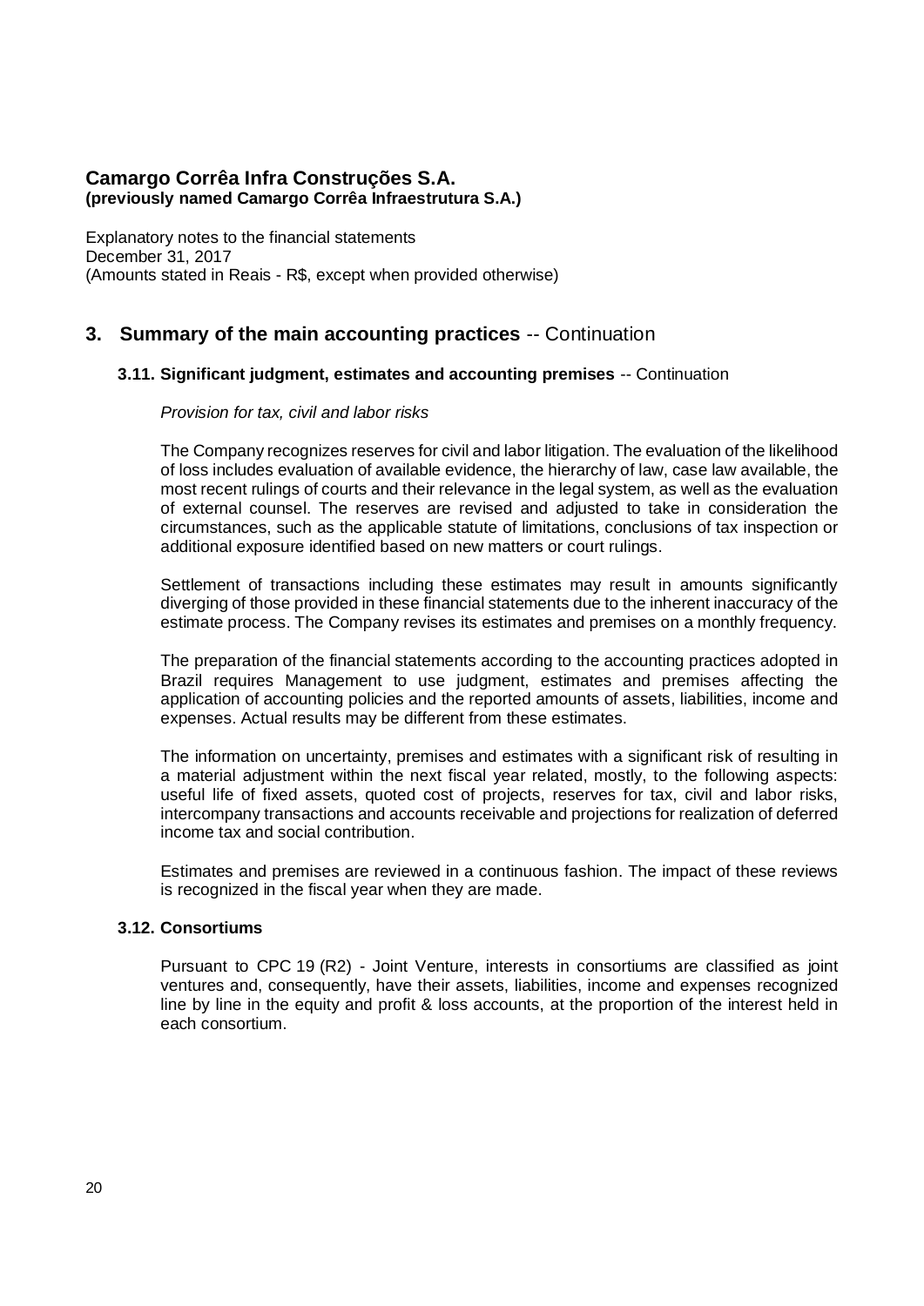# Camargo Corrêa Infra Construções S.A.
**(previously named Camargo Corrêa Infraestrutura S.A.)**

Explanatory notes to the financial statements
December 31, 2017
(Amounts stated in Reais - R$, except when provided otherwise)

## 3. Summary of the main accounting practices -- Continuation

### 3.11. Significant judgment, estimates and accounting premises -- Continuation

*Provision for tax, civil and labor risks*

The Company recognizes reserves for civil and labor litigation. The evaluation of the likelihood of loss includes evaluation of available evidence, the hierarchy of law, case law available, the most recent rulings of courts and their relevance in the legal system, as well as the evaluation of external counsel. The reserves are revised and adjusted to take in consideration the circumstances, such as the applicable statute of limitations, conclusions of tax inspection or additional exposure identified based on new matters or court rulings.

Settlement of transactions including these estimates may result in amounts significantly diverging of those provided in these financial statements due to the inherent inaccuracy of the estimate process. The Company revises its estimates and premises on a monthly frequency.

The preparation of the financial statements according to the accounting practices adopted in Brazil requires Management to use judgment, estimates and premises affecting the application of accounting policies and the reported amounts of assets, liabilities, income and expenses. Actual results may be different from these estimates.

The information on uncertainty, premises and estimates with a significant risk of resulting in a material adjustment within the next fiscal year related, mostly, to the following aspects: useful life of fixed assets, quoted cost of projects, reserves for tax, civil and labor risks, intercompany transactions and accounts receivable and projections for realization of deferred income tax and social contribution.

Estimates and premises are reviewed in a continuous fashion. The impact of these reviews is recognized in the fiscal year when they are made.

### 3.12. Consortiums

Pursuant to CPC 19 (R2) - Joint Venture, interests in consortiums are classified as joint ventures and, consequently, have their assets, liabilities, income and expenses recognized line by line in the equity and profit & loss accounts, at the proportion of the interest held in each consortium.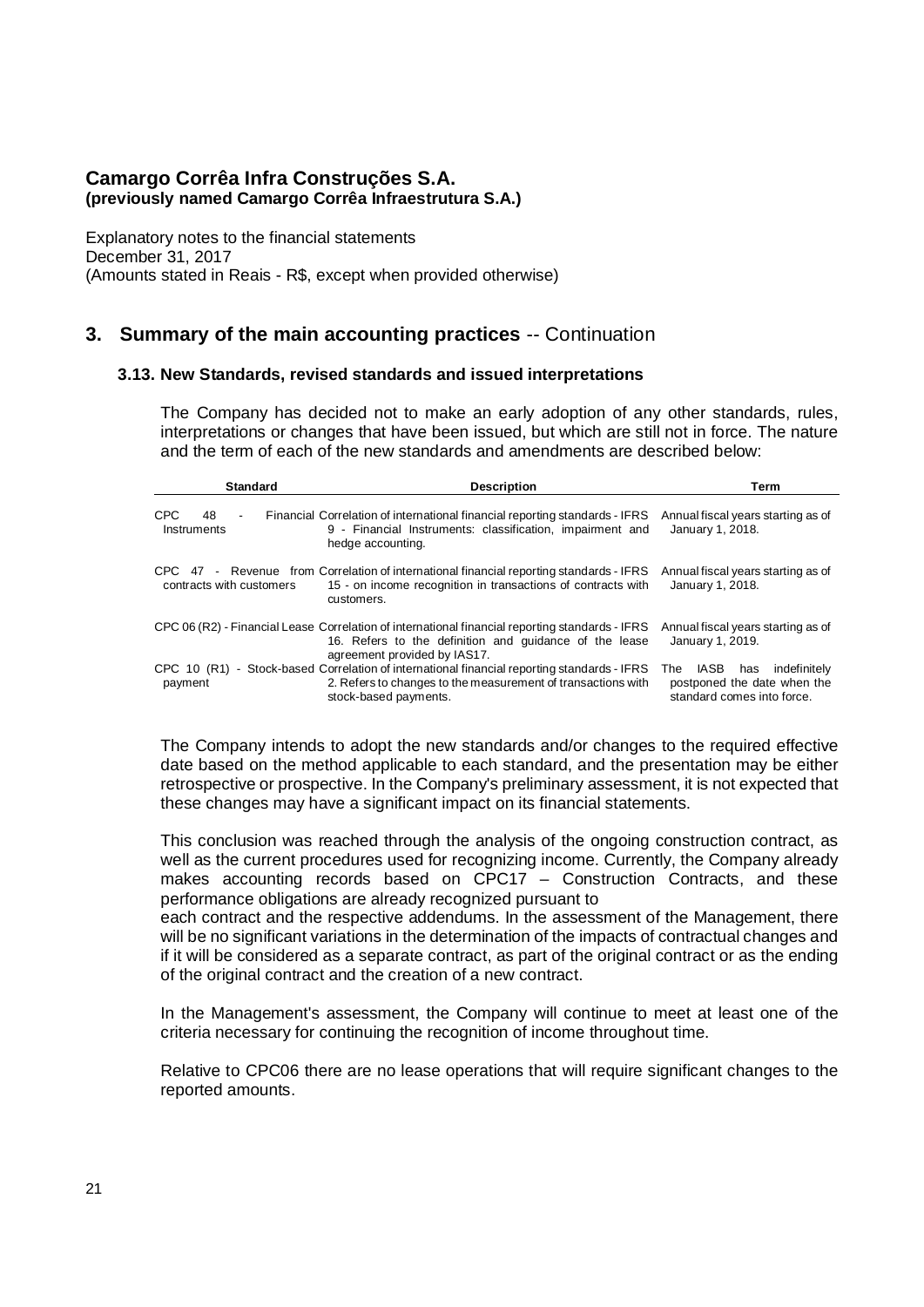# Camargo Corrêa Infra Construções S.A.
**(previously named Camargo Corrêa Infraestrutura S.A.)**

Explanatory notes to the financial statements
December 31, 2017
(Amounts stated in Reais - R$, except when provided otherwise)

## 3. Summary of the main accounting practices -- Continuation

### 3.13. New Standards, revised standards and issued interpretations

The Company has decided not to make an early adoption of any other standards, rules, interpretations or changes that have been issued, but which are still not in force. The nature and the term of each of the new standards and amendments are described below:

| Standard | Description | Term |
|---|---|---|
| CPC 48 - Financial Instruments | Correlation of international financial reporting standards - IFRS 9 - Financial Instruments: classification, impairment and hedge accounting. | Annual fiscal years starting as of January 1, 2018. |
| CPC 47 - Revenue from contracts with customers | Correlation of international financial reporting standards - IFRS 15 - on income recognition in transactions of contracts with customers. | Annual fiscal years starting as of January 1, 2018. |
| CPC 06 (R2) - Financial Lease | Correlation of international financial reporting standards - IFRS 16. Refers to the definition and guidance of the lease agreement provided by IAS17. | Annual fiscal years starting as of January 1, 2019. |
| CPC 10 (R1) - Stock-based payment | Correlation of international financial reporting standards - IFRS 2. Refers to changes to the measurement of transactions with stock-based payments. | The IASB has indefinitely postponed the date when the standard comes into force. |

The Company intends to adopt the new standards and/or changes to the required effective date based on the method applicable to each standard, and the presentation may be either retrospective or prospective. In the Company's preliminary assessment, it is not expected that these changes may have a significant impact on its financial statements.

This conclusion was reached through the analysis of the ongoing construction contract, as well as the current procedures used for recognizing income. Currently, the Company already makes accounting records based on CPC17 – Construction Contracts, and these performance obligations are already recognized pursuant to each contract and the respective addendums. In the assessment of the Management, there will be no significant variations in the determination of the impacts of contractual changes and if it will be considered as a separate contract, as part of the original contract or as the ending of the original contract and the creation of a new contract.

In the Management's assessment, the Company will continue to meet at least one of the criteria necessary for continuing the recognition of income throughout time.

Relative to CPC06 there are no lease operations that will require significant changes to the reported amounts.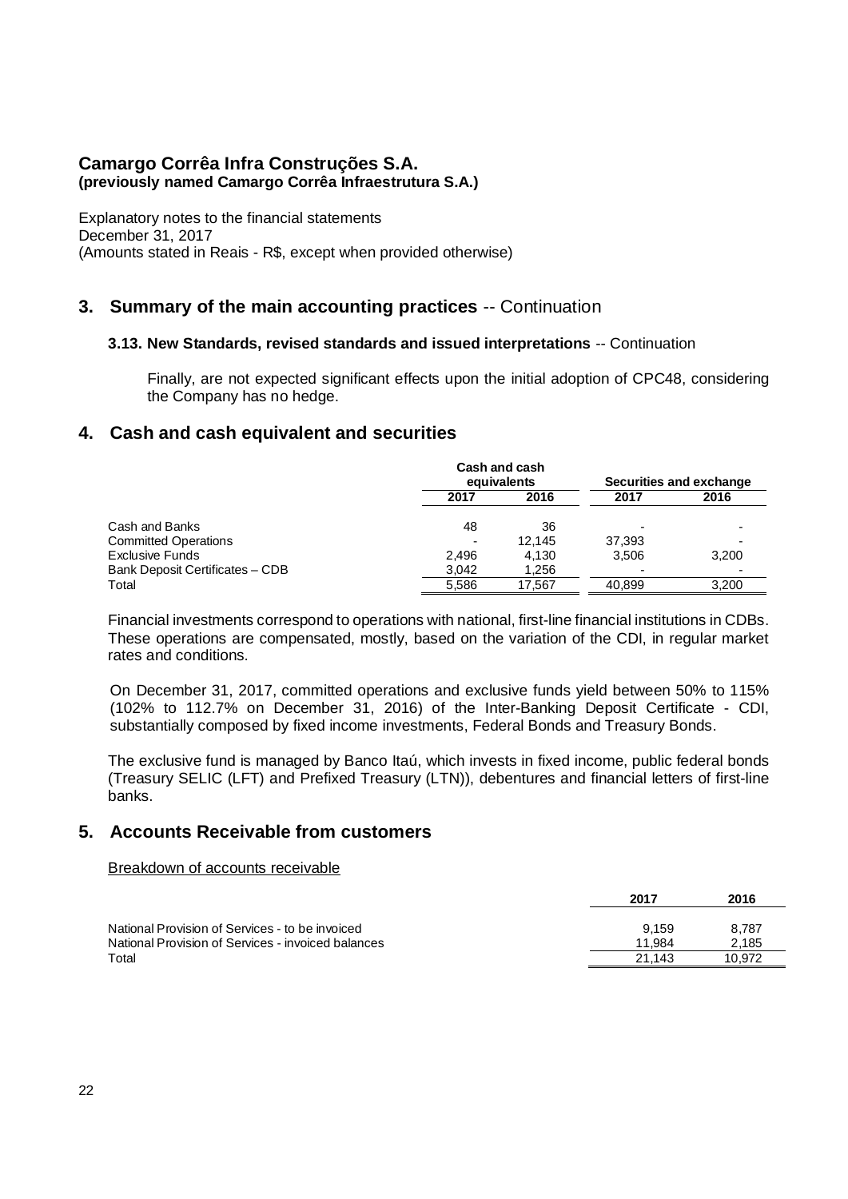## 3. Summary of the main accounting practices -- Continuation

### 3.13. New Standards, revised standards and issued interpretations -- Continuation

Finally, are not expected significant effects upon the initial adoption of CPC48, considering the Company has no hedge.

## 4. Cash and cash equivalent and securities

| | Cash and cash equivalents | | Securities and exchange | |
|---|---|---|---|---|
| | 2017 | 2016 | 2017 | 2016 |
| Cash and Banks | 48 | 36 | - | - |
| Committed Operations | - | 12,145 | 37,393 | - |
| Exclusive Funds | 2,496 | 4,130 | 3,506 | 3,200 |
| Bank Deposit Certificates – CDB | 3,042 | 1,256 | - | - |
| Total | 5,586 | 17,567 | 40,899 | 3,200 |

Financial investments correspond to operations with national, first-line financial institutions in CDBs. These operations are compensated, mostly, based on the variation of the CDI, in regular market rates and conditions.

On December 31, 2017, committed operations and exclusive funds yield between 50% to 115% (102% to 112.7% on December 31, 2016) of the Inter-Banking Deposit Certificate - CDI, substantially composed by fixed income investments, Federal Bonds and Treasury Bonds.

The exclusive fund is managed by Banco Itaú, which invests in fixed income, public federal bonds (Treasury SELIC (LFT) and Prefixed Treasury (LTN)), debentures and financial letters of first-line banks.

## 5. Accounts Receivable from customers

Breakdown of accounts receivable

| | 2017 | 2016 |
|---|---|---|
| National Provision of Services - to be invoiced | 9,159 | 8,787 |
| National Provision of Services - invoiced balances | 11,984 | 2,185 |
| Total | 21,143 | 10,972 |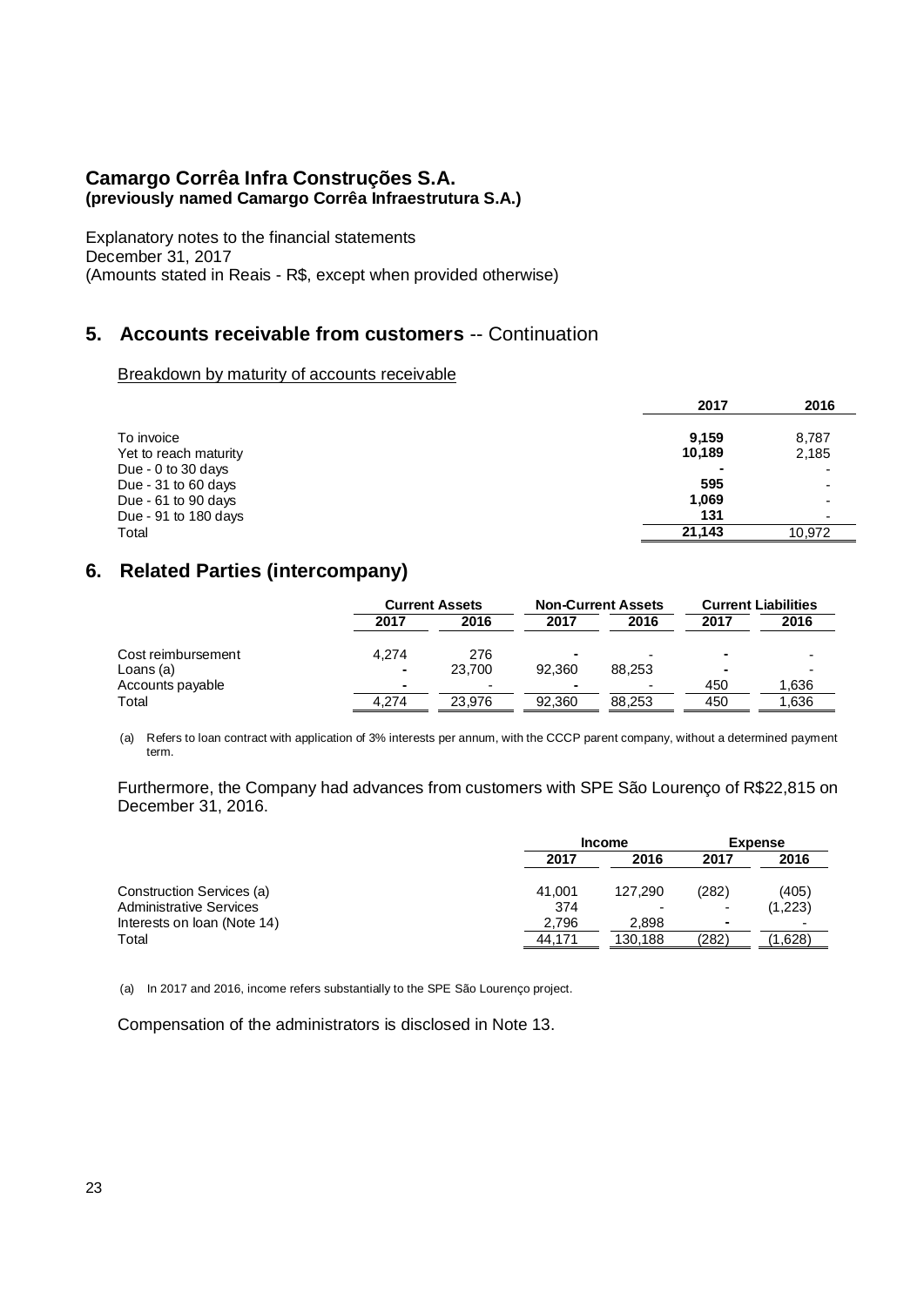**Camargo Corrêa Infra Construções S.A.**
**(previously named Camargo Corrêa Infraestrutura S.A.)**

Explanatory notes to the financial statements
December 31, 2017
(Amounts stated in Reais - R$, except when provided otherwise)

## 5. Accounts receivable from customers -- Continuation

Breakdown by maturity of accounts receivable

| | 2017 | 2016 |
|---|---|---|
| To invoice | **9,159** | 8,787 |
| Yet to reach maturity | **10,189** | 2,185 |
| Due - 0 to 30 days | **-** | - |
| Due - 31 to 60 days | **595** | - |
| Due - 61 to 90 days | **1,069** | - |
| Due - 91 to 180 days | **131** | - |
| Total | **21,143** | 10,972 |

## 6. Related Parties (intercompany)

| | Current Assets | | Non-Current Assets | | Current Liabilities | |
|---|---|---|---|---|---|---|
| | 2017 | 2016 | 2017 | 2016 | 2017 | 2016 |
| Cost reimbursement | 4,274 | 276 | - | - | - | - |
| Loans (a) | - | 23,700 | 92,360 | 88,253 | - | - |
| Accounts payable | - | - | - | - | 450 | 1,636 |
| Total | 4,274 | 23,976 | 92,360 | 88,253 | 450 | 1,636 |

(a) Refers to loan contract with application of 3% interests per annum, with the CCCP parent company, without a determined payment term.

Furthermore, the Company had advances from customers with SPE São Lourenço of R$22,815 on December 31, 2016.

| | Income | | Expense | |
|---|---|---|---|---|
| | 2017 | 2016 | 2017 | 2016 |
| Construction Services (a) | 41,001 | 127,290 | (282) | (405) |
| Administrative Services | 374 | - | - | (1,223) |
| Interests on loan (Note 14) | 2,796 | 2,898 | - | - |
| Total | 44,171 | 130,188 | (282) | (1,628) |

(a) In 2017 and 2016, income refers substantially to the SPE São Lourenço project.

Compensation of the administrators is disclosed in Note 13.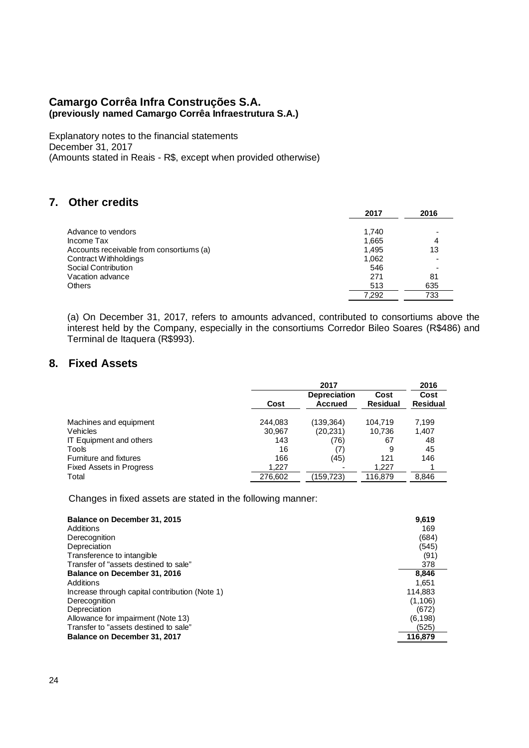**Camargo Corrêa Infra Construções S.A.**
**(previously named Camargo Corrêa Infraestrutura S.A.)**

Explanatory notes to the financial statements
December 31, 2017
(Amounts stated in Reais - R$, except when provided otherwise)

## 7. Other credits

| | 2017 | 2016 |
|---|---|---|
| Advance to vendors | 1,740 | - |
| Income Tax | 1,665 | 4 |
| Accounts receivable from consortiums (a) | 1,495 | 13 |
| Contract Withholdings | 1,062 | - |
| Social Contribution | 546 | - |
| Vacation advance | 271 | 81 |
| Others | 513 | 635 |
| | 7,292 | 733 |

(a) On December 31, 2017, refers to amounts advanced, contributed to consortiums above the interest held by the Company, especially in the consortiums Corredor Bileo Soares (R$486) and Terminal de Itaquera (R$993).

## 8. Fixed Assets

| | 2017 | | | 2016 |
|---|---|---|---|---|
| | Cost | Depreciation Accrued | Cost Residual | Cost Residual |
| Machines and equipment | 244,083 | (139,364) | 104,719 | 7,199 |
| Vehicles | 30,967 | (20,231) | 10,736 | 1,407 |
| IT Equipment and others | 143 | (76) | 67 | 48 |
| Tools | 16 | (7) | 9 | 45 |
| Furniture and fixtures | 166 | (45) | 121 | 146 |
| Fixed Assets in Progress | 1,227 | - | 1,227 | 1 |
| Total | 276,602 | (159,723) | 116,879 | 8,846 |

Changes in fixed assets are stated in the following manner:

| | |
|---|---|
| **Balance on December 31, 2015** | **9,619** |
| Additions | 169 |
| Derecognition | (684) |
| Depreciation | (545) |
| Transference to intangible | (91) |
| Transfer of "assets destined to sale" | 378 |
| **Balance on December 31, 2016** | **8,846** |
| Additions | 1,651 |
| Increase through capital contribution (Note 1) | 114,883 |
| Derecognition | (1,106) |
| Depreciation | (672) |
| Allowance for impairment (Note 13) | (6,198) |
| Transfer to "assets destined to sale" | (525) |
| **Balance on December 31, 2017** | **116,879** |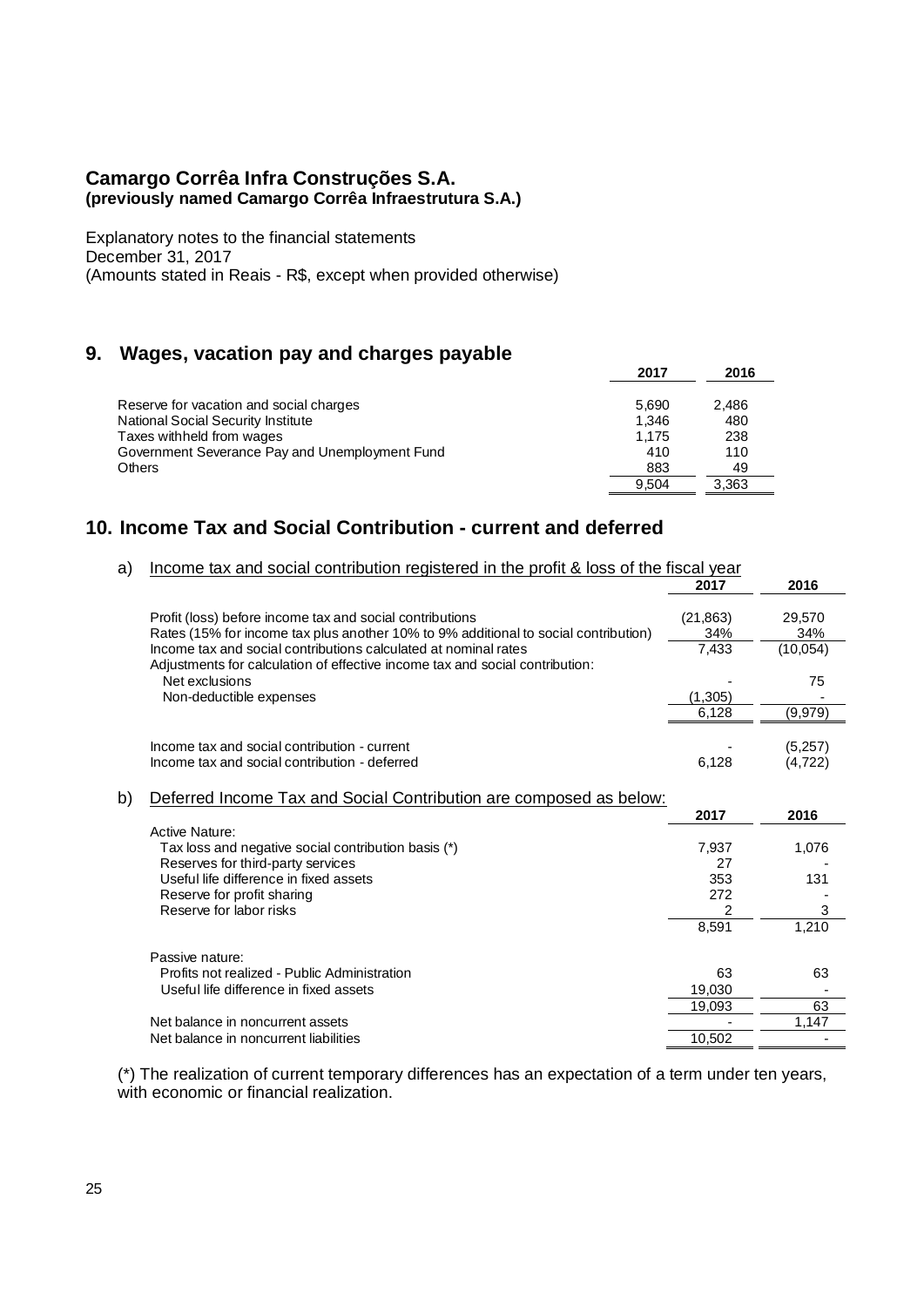**Camargo Corrêa Infra Construções S.A.**
**(previously named Camargo Corrêa Infraestrutura S.A.)**

Explanatory notes to the financial statements
December 31, 2017
(Amounts stated in Reais - R$, except when provided otherwise)

## 9. Wages, vacation pay and charges payable

| | 2017 | 2016 |
|---|---|---|
| Reserve for vacation and social charges | 5,690 | 2,486 |
| National Social Security Institute | 1,346 | 480 |
| Taxes withheld from wages | 1,175 | 238 |
| Government Severance Pay and Unemployment Fund | 410 | 110 |
| Others | 883 | 49 |
| | 9,504 | 3,363 |

## 10. Income Tax and Social Contribution - current and deferred

a) Income tax and social contribution registered in the profit & loss of the fiscal year

| | 2017 | 2016 |
|---|---|---|
| Profit (loss) before income tax and social contributions | (21,863) | 29,570 |
| Rates (15% for income tax plus another 10% to 9% additional to social contribution) | 34% | 34% |
| Income tax and social contributions calculated at nominal rates | 7,433 | (10,054) |
| Adjustments for calculation of effective income tax and social contribution: | | |
| Net exclusions | - | 75 |
| Non-deductible expenses | (1,305) | - |
| | 6,128 | (9,979) |
| | | |
| Income tax and social contribution - current | - | (5,257) |
| Income tax and social contribution - deferred | 6,128 | (4,722) |

b) Deferred Income Tax and Social Contribution are composed as below:

| | 2017 | 2016 |
|---|---|---|
| Active Nature: | | |
| Tax loss and negative social contribution basis (*) | 7,937 | 1,076 |
| Reserves for third-party services | 27 | - |
| Useful life difference in fixed assets | 353 | 131 |
| Reserve for profit sharing | 272 | - |
| Reserve for labor risks | 2 | 3 |
| | 8,591 | 1,210 |
| | | |
| Passive nature: | | |
| Profits not realized - Public Administration | 63 | 63 |
| Useful life difference in fixed assets | 19,030 | - |
| | 19,093 | 63 |
| Net balance in noncurrent assets | - | 1,147 |
| Net balance in noncurrent liabilities | 10,502 | - |

(*) The realization of current temporary differences has an expectation of a term under ten years, with economic or financial realization.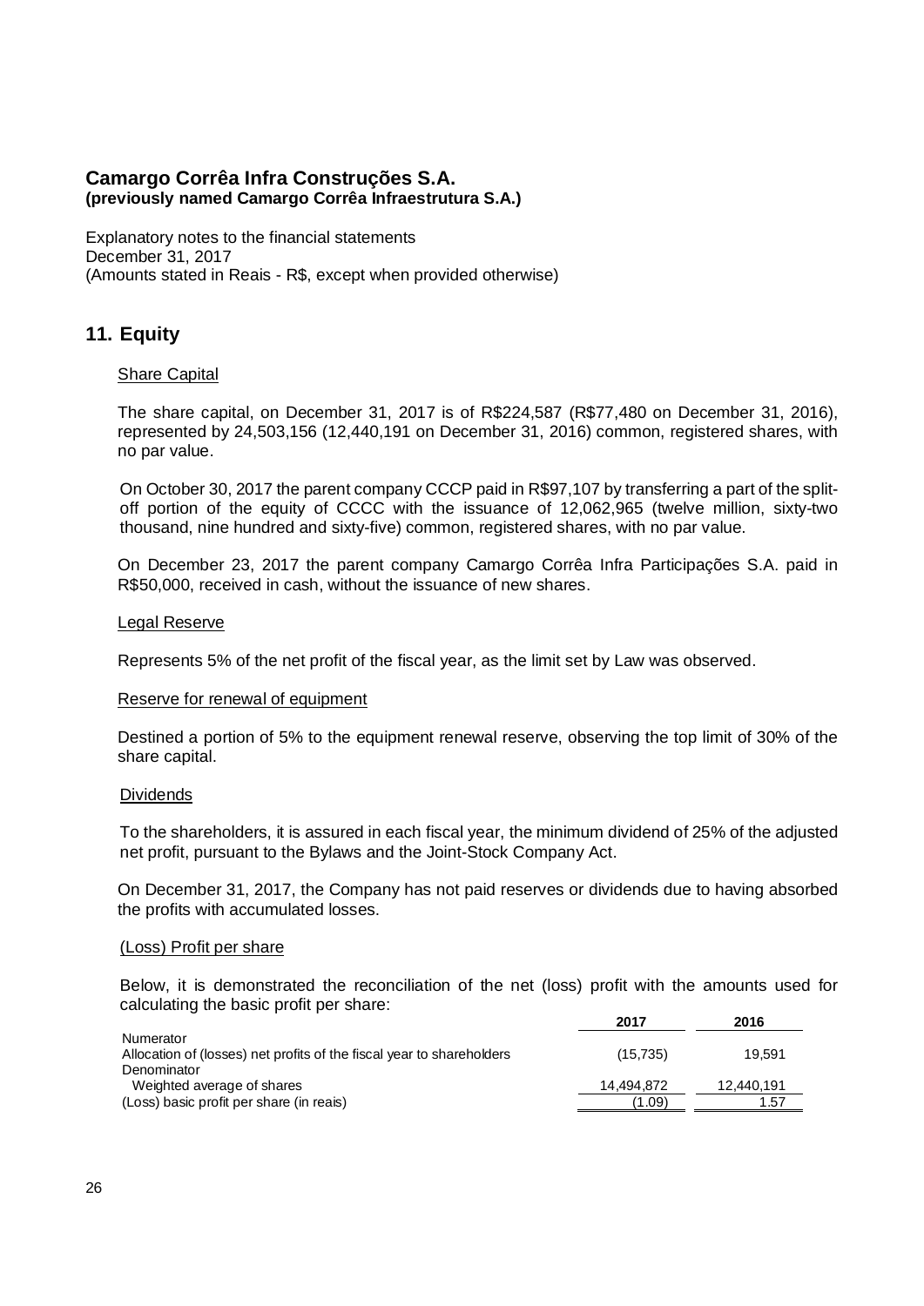**Camargo Corrêa Infra Construções S.A.**
**(previously named Camargo Corrêa Infraestrutura S.A.)**

Explanatory notes to the financial statements
December 31, 2017
(Amounts stated in Reais - R$, except when provided otherwise)

## 11. Equity

Share Capital

The share capital, on December 31, 2017 is of R$224,587 (R$77,480 on December 31, 2016), represented by 24,503,156 (12,440,191 on December 31, 2016) common, registered shares, with no par value.

On October 30, 2017 the parent company CCCP paid in R$97,107 by transferring a part of the split-off portion of the equity of CCCC with the issuance of 12,062,965 (twelve million, sixty-two thousand, nine hundred and sixty-five) common, registered shares, with no par value.

On December 23, 2017 the parent company Camargo Corrêa Infra Participações S.A. paid in R$50,000, received in cash, without the issuance of new shares.

Legal Reserve

Represents 5% of the net profit of the fiscal year, as the limit set by Law was observed.

Reserve for renewal of equipment

Destined a portion of 5% to the equipment renewal reserve, observing the top limit of 30% of the share capital.

Dividends

To the shareholders, it is assured in each fiscal year, the minimum dividend of 25% of the adjusted net profit, pursuant to the Bylaws and the Joint-Stock Company Act.

On December 31, 2017, the Company has not paid reserves or dividends due to having absorbed the profits with accumulated losses.

(Loss) Profit per share

Below, it is demonstrated the reconciliation of the net (loss) profit with the amounts used for calculating the basic profit per share:

| | 2017 | 2016 |
|---|---|---|
| Numerator | | |
| Allocation of (losses) net profits of the fiscal year to shareholders | (15,735) | 19,591 |
| Denominator | | |
| Weighted average of shares | 14,494,872 | 12,440,191 |
| (Loss) basic profit per share (in reais) | (1.09) | 1.57 |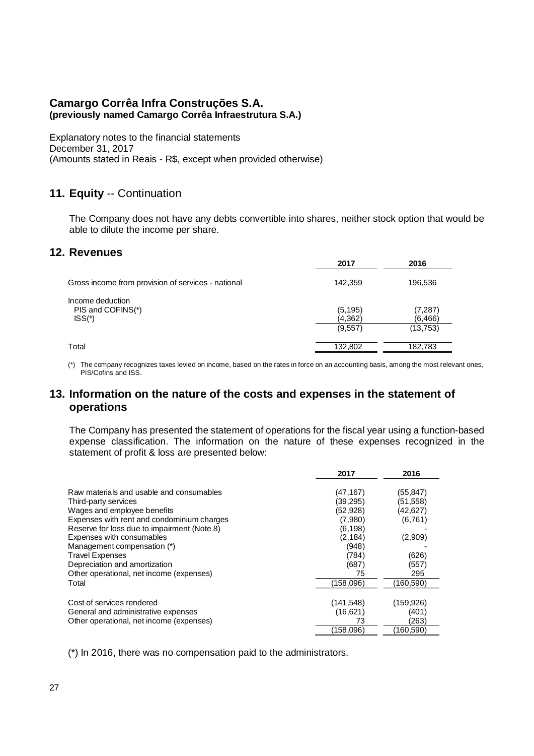**Camargo Corrêa Infra Construções S.A.**
**(previously named Camargo Corrêa Infraestrutura S.A.)**

Explanatory notes to the financial statements
December 31, 2017
(Amounts stated in Reais - R$, except when provided otherwise)

## 11. Equity -- Continuation

The Company does not have any debts convertible into shares, neither stock option that would be able to dilute the income per share.

## 12. Revenues

| | 2017 | 2016 |
|---|---|---|
| Gross income from provision of services - national | 142,359 | 196,536 |
| Income deduction | | |
| PIS and COFINS(*) | (5,195) | (7,287) |
| ISS(*) | (4,362) | (6,466) |
| | (9,557) | (13,753) |
| Total | 132,802 | 182,783 |

(*) The company recognizes taxes levied on income, based on the rates in force on an accounting basis, among the most relevant ones, PIS/Cofins and ISS.

## 13. Information on the nature of the costs and expenses in the statement of operations

The Company has presented the statement of operations for the fiscal year using a function-based expense classification. The information on the nature of these expenses recognized in the statement of profit & loss are presented below:

| | 2017 | 2016 |
|---|---|---|
| Raw materials and usable and consumables | (47,167) | (55,847) |
| Third-party services | (39,295) | (51,558) |
| Wages and employee benefits | (52,928) | (42,627) |
| Expenses with rent and condominium charges | (7,980) | (6,761) |
| Reserve for loss due to impairment (Note 8) | (6,198) | - |
| Expenses with consumables | (2,184) | (2,909) |
| Management compensation (*) | (948) | - |
| Travel Expenses | (784) | (626) |
| Depreciation and amortization | (687) | (557) |
| Other operational, net income (expenses) | 75 | 295 |
| Total | (158,096) | (160,590) |
| | | |
| Cost of services rendered | (141,548) | (159,926) |
| General and administrative expenses | (16,621) | (401) |
| Other operational, net income (expenses) | 73 | (263) |
| | (158,096) | (160,590) |

(*) In 2016, there was no compensation paid to the administrators.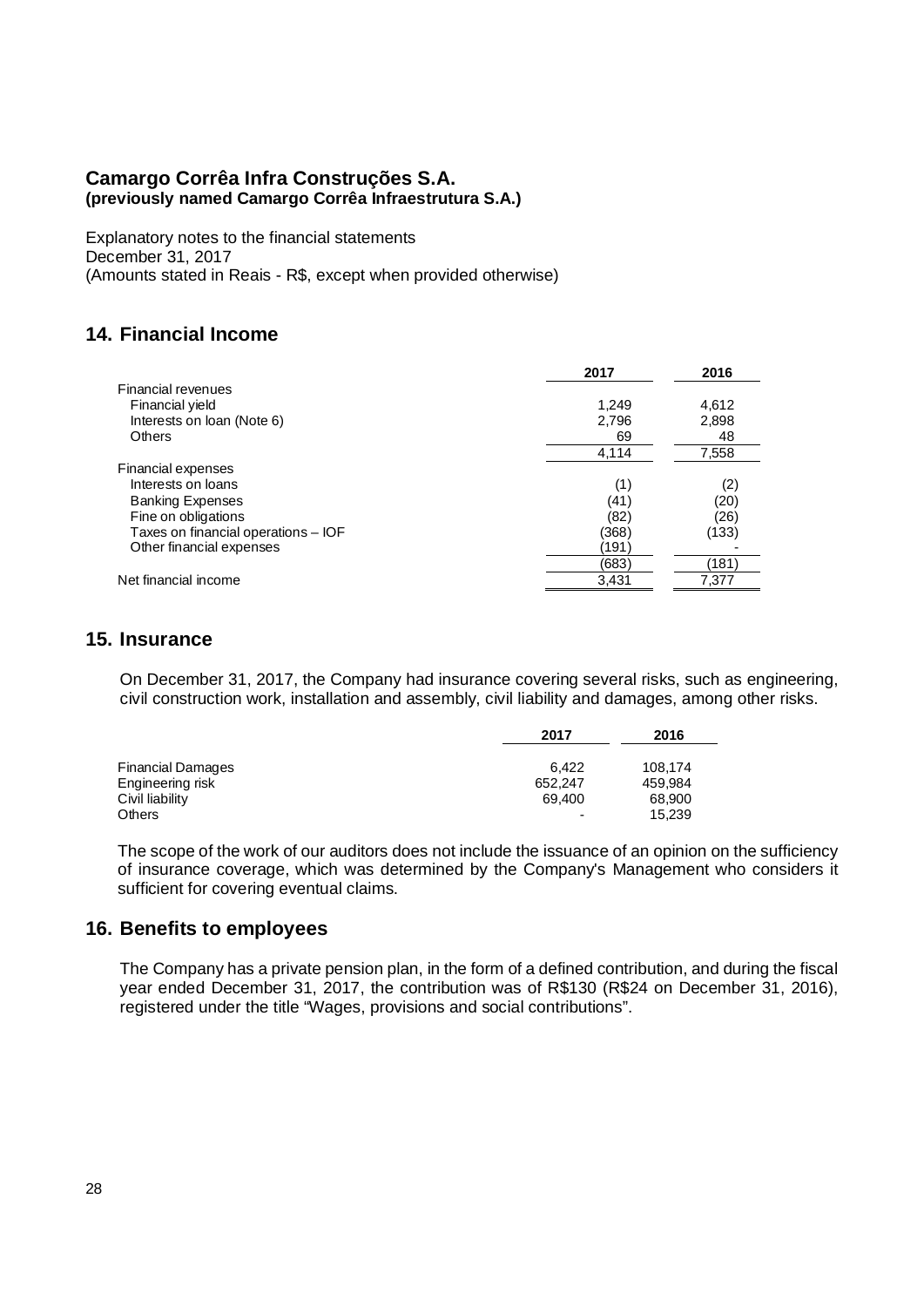**Camargo Corrêa Infra Construções S.A.**
**(previously named Camargo Corrêa Infraestrutura S.A.)**

Explanatory notes to the financial statements
December 31, 2017
(Amounts stated in Reais - R$, except when provided otherwise)

## 14. Financial Income

| | 2017 | 2016 |
|---|---|---|
| Financial revenues | | |
| Financial yield | 1,249 | 4,612 |
| Interests on loan (Note 6) | 2,796 | 2,898 |
| Others | 69 | 48 |
| | 4,114 | 7,558 |
| Financial expenses | | |
| Interests on loans | (1) | (2) |
| Banking Expenses | (41) | (20) |
| Fine on obligations | (82) | (26) |
| Taxes on financial operations – IOF | (368) | (133) |
| Other financial expenses | (191) | - |
| | (683) | (181) |
| Net financial income | 3,431 | 7,377 |

## 15. Insurance

On December 31, 2017, the Company had insurance covering several risks, such as engineering, civil construction work, installation and assembly, civil liability and damages, among other risks.

| | 2017 | 2016 |
|---|---|---|
| Financial Damages | 6,422 | 108,174 |
| Engineering risk | 652,247 | 459,984 |
| Civil liability | 69,400 | 68,900 |
| Others | - | 15,239 |

The scope of the work of our auditors does not include the issuance of an opinion on the sufficiency of insurance coverage, which was determined by the Company's Management who considers it sufficient for covering eventual claims.

## 16. Benefits to employees

The Company has a private pension plan, in the form of a defined contribution, and during the fiscal year ended December 31, 2017, the contribution was of R$130 (R$24 on December 31, 2016), registered under the title "Wages, provisions and social contributions".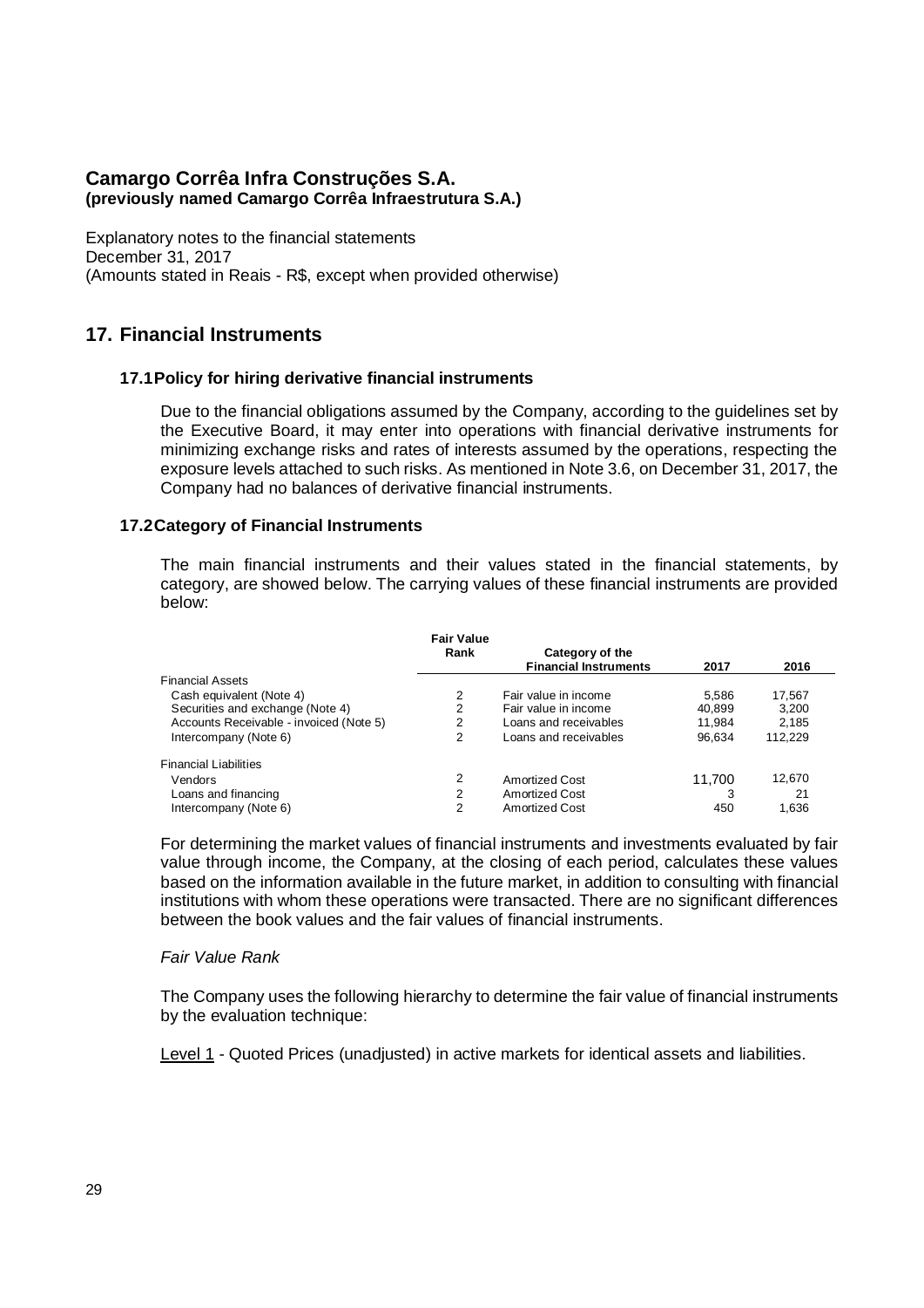**Camargo Corrêa Infra Construções S.A.**
**(previously named Camargo Corrêa Infraestrutura S.A.)**

Explanatory notes to the financial statements
December 31, 2017
(Amounts stated in Reais - R$, except when provided otherwise)

## 17. Financial Instruments

### 17.1 Policy for hiring derivative financial instruments

Due to the financial obligations assumed by the Company, according to the guidelines set by the Executive Board, it may enter into operations with financial derivative instruments for minimizing exchange risks and rates of interests assumed by the operations, respecting the exposure levels attached to such risks. As mentioned in Note 3.6, on December 31, 2017, the Company had no balances of derivative financial instruments.

### 17.2 Category of Financial Instruments

The main financial instruments and their values stated in the financial statements, by category, are showed below. The carrying values of these financial instruments are provided below:

| | Fair Value Rank | Category of the Financial Instruments | 2017 | 2016 |
|---|---|---|---|---|
| Financial Assets | | | | |
| Cash equivalent (Note 4) | 2 | Fair value in income | 5,586 | 17,567 |
| Securities and exchange (Note 4) | 2 | Fair value in income | 40,899 | 3,200 |
| Accounts Receivable - invoiced (Note 5) | 2 | Loans and receivables | 11,984 | 2,185 |
| Intercompany (Note 6) | 2 | Loans and receivables | 96,634 | 112,229 |
| Financial Liabilities | | | | |
| Vendors | 2 | Amortized Cost | 11,700 | 12,670 |
| Loans and financing | 2 | Amortized Cost | 3 | 21 |
| Intercompany (Note 6) | 2 | Amortized Cost | 450 | 1,636 |

For determining the market values of financial instruments and investments evaluated by fair value through income, the Company, at the closing of each period, calculates these values based on the information available in the future market, in addition to consulting with financial institutions with whom these operations were transacted. There are no significant differences between the book values and the fair values of financial instruments.

*Fair Value Rank*

The Company uses the following hierarchy to determine the fair value of financial instruments by the evaluation technique:

Level 1 - Quoted Prices (unadjusted) in active markets for identical assets and liabilities.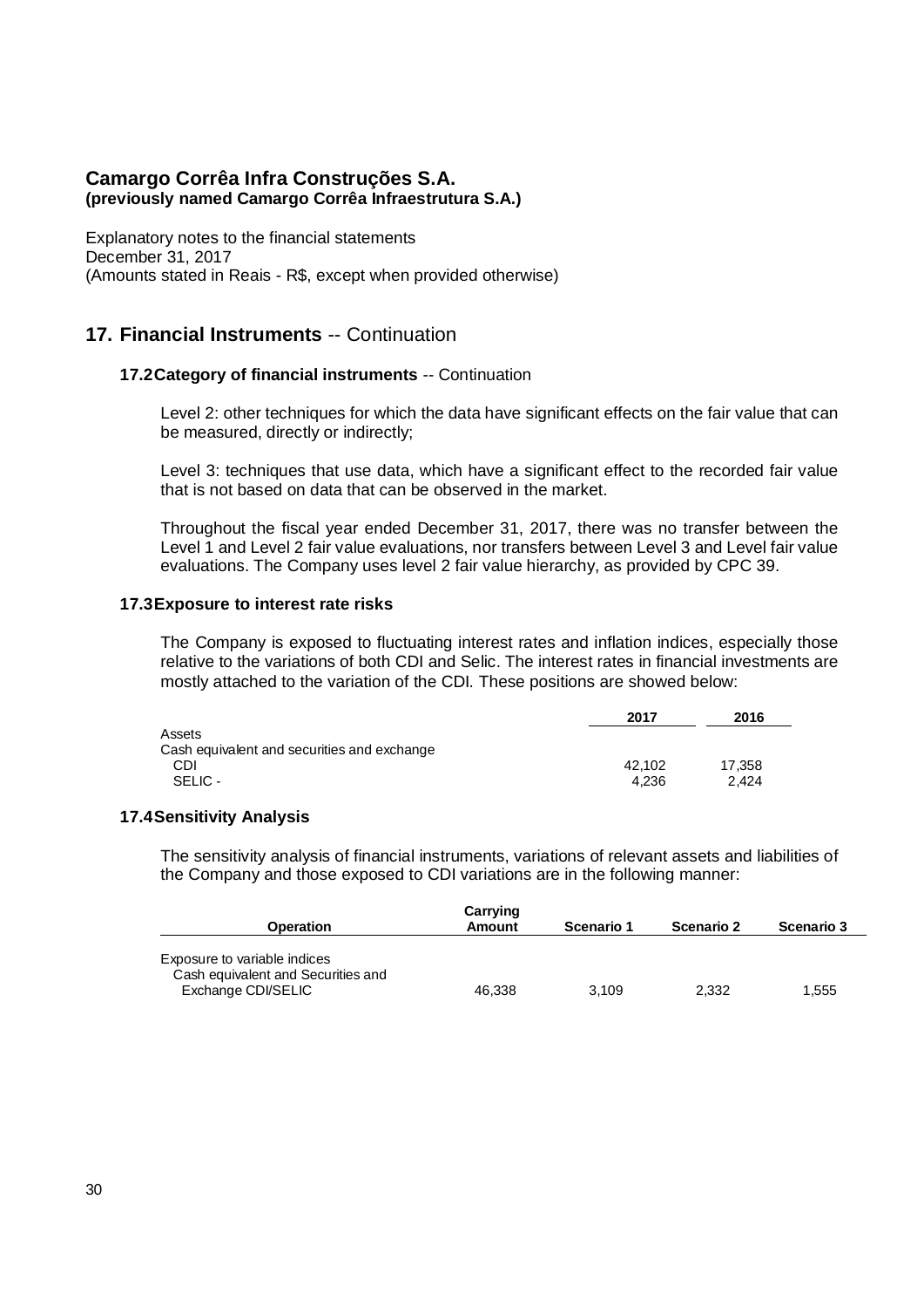**Camargo Corrêa Infra Construções S.A.**
**(previously named Camargo Corrêa Infraestrutura S.A.)**

Explanatory notes to the financial statements
December 31, 2017
(Amounts stated in Reais - R$, except when provided otherwise)

## 17. Financial Instruments -- Continuation

### 17.2 Category of financial instruments -- Continuation

Level 2: other techniques for which the data have significant effects on the fair value that can be measured, directly or indirectly;

Level 3: techniques that use data, which have a significant effect to the recorded fair value that is not based on data that can be observed in the market.

Throughout the fiscal year ended December 31, 2017, there was no transfer between the Level 1 and Level 2 fair value evaluations, nor transfers between Level 3 and Level fair value evaluations. The Company uses level 2 fair value hierarchy, as provided by CPC 39.

### 17.3 Exposure to interest rate risks

The Company is exposed to fluctuating interest rates and inflation indices, especially those relative to the variations of both CDI and Selic. The interest rates in financial investments are mostly attached to the variation of the CDI. These positions are showed below:

| | 2017 | 2016 |
|---|---|---|
| Assets | | |
| Cash equivalent and securities and exchange | | |
| CDI | 42,102 | 17,358 |
| SELIC - | 4,236 | 2,424 |

### 17.4 Sensitivity Analysis

The sensitivity analysis of financial instruments, variations of relevant assets and liabilities of the Company and those exposed to CDI variations are in the following manner:

| Operation | Carrying Amount | Scenario 1 | Scenario 2 | Scenario 3 |
|---|---|---|---|---|
| Exposure to variable indices | | | | |
| Cash equivalent and Securities and Exchange CDI/SELIC | 46,338 | 3,109 | 2,332 | 1,555 |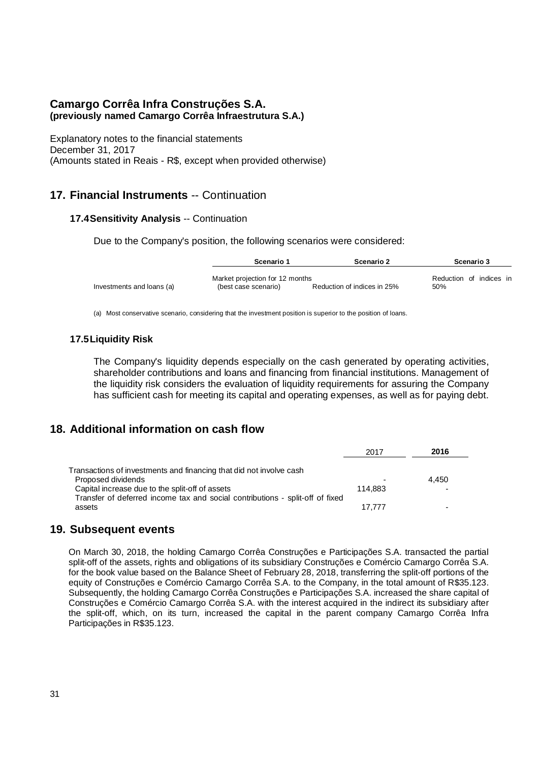**Camargo Corrêa Infra Construções S.A.**
**(previously named Camargo Corrêa Infraestrutura S.A.)**

Explanatory notes to the financial statements
December 31, 2017
(Amounts stated in Reais - R$, except when provided otherwise)

## 17. Financial Instruments -- Continuation

### 17.4 Sensitivity Analysis -- Continuation

Due to the Company's position, the following scenarios were considered:

| | Scenario 1 | Scenario 2 | Scenario 3 |
|---|---|---|---|
| Investments and loans (a) | Market projection for 12 months (best case scenario) | Reduction of indices in 25% | Reduction of indices in 50% |

(a) Most conservative scenario, considering that the investment position is superior to the position of loans.

### 17.5 Liquidity Risk

The Company's liquidity depends especially on the cash generated by operating activities, shareholder contributions and loans and financing from financial institutions. Management of the liquidity risk considers the evaluation of liquidity requirements for assuring the Company has sufficient cash for meeting its capital and operating expenses, as well as for paying debt.

## 18. Additional information on cash flow

| | 2017 | 2016 |
|---|---|---|
| Transactions of investments and financing that did not involve cash | | |
| Proposed dividends | - | 4,450 |
| Capital increase due to the split-off of assets | 114,883 | - |
| Transfer of deferred income tax and social contributions - split-off of fixed assets | 17,777 | - |

## 19. Subsequent events

On March 30, 2018, the holding Camargo Corrêa Construções e Participações S.A. transacted the partial split-off of the assets, rights and obligations of its subsidiary Construções e Comércio Camargo Corrêa S.A. for the book value based on the Balance Sheet of February 28, 2018, transferring the split-off portions of the equity of Construções e Comércio Camargo Corrêa S.A. to the Company, in the total amount of R$35.123. Subsequently, the holding Camargo Corrêa Construções e Participações S.A. increased the share capital of Construções e Comércio Camargo Corrêa S.A. with the interest acquired in the indirect its subsidiary after the split-off, which, on its turn, increased the capital in the parent company Camargo Corrêa Infra Participações in R$35.123.